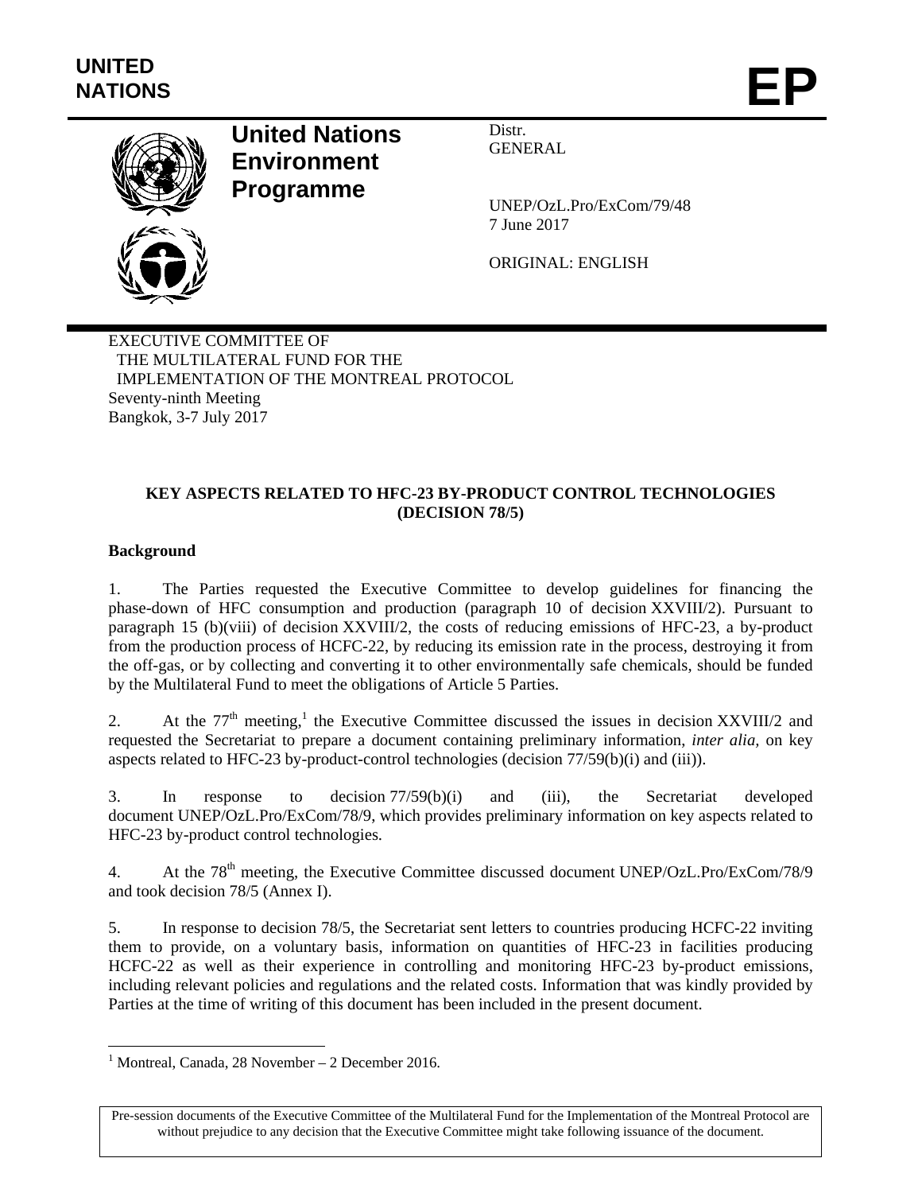**UNITED NATIONS** **EP**

# United Nations Environment Programme

Distr.
GENERAL

UNEP/OzL.Pro/ExCom/79/48
7 June 2017

ORIGINAL: ENGLISH

EXECUTIVE COMMITTEE OF
THE MULTILATERAL FUND FOR THE
IMPLEMENTATION OF THE MONTREAL PROTOCOL
Seventy-ninth Meeting
Bangkok, 3-7 July 2017

## KEY ASPECTS RELATED TO HFC-23 BY-PRODUCT CONTROL TECHNOLOGIES (DECISION 78/5)

### Background

1. The Parties requested the Executive Committee to develop guidelines for financing the phase-down of HFC consumption and production (paragraph 10 of decision XXVIII/2). Pursuant to paragraph 15 (b)(viii) of decision XXVIII/2, the costs of reducing emissions of HFC-23, a by-product from the production process of HCFC-22, by reducing its emission rate in the process, destroying it from the off-gas, or by collecting and converting it to other environmentally safe chemicals, should be funded by the Multilateral Fund to meet the obligations of Article 5 Parties.

2. At the 77th meeting,[1] the Executive Committee discussed the issues in decision XXVIII/2 and requested the Secretariat to prepare a document containing preliminary information, *inter alia,* on key aspects related to HFC-23 by-product-control technologies (decision 77/59(b)(i) and (iii)).

3. In response to decision 77/59(b)(i) and (iii), the Secretariat developed document UNEP/OzL.Pro/ExCom/78/9, which provides preliminary information on key aspects related to HFC-23 by-product control technologies.

4. At the 78th meeting, the Executive Committee discussed document UNEP/OzL.Pro/ExCom/78/9 and took decision 78/5 (Annex I).

5. In response to decision 78/5, the Secretariat sent letters to countries producing HCFC-22 inviting them to provide, on a voluntary basis, information on quantities of HFC-23 in facilities producing HCFC-22 as well as their experience in controlling and monitoring HFC-23 by-product emissions, including relevant policies and regulations and the related costs. Information that was kindly provided by Parties at the time of writing of this document has been included in the present document.

[1] Montreal, Canada, 28 November – 2 December 2016.

Pre-session documents of the Executive Committee of the Multilateral Fund for the Implementation of the Montreal Protocol are without prejudice to any decision that the Executive Committee might take following issuance of the document.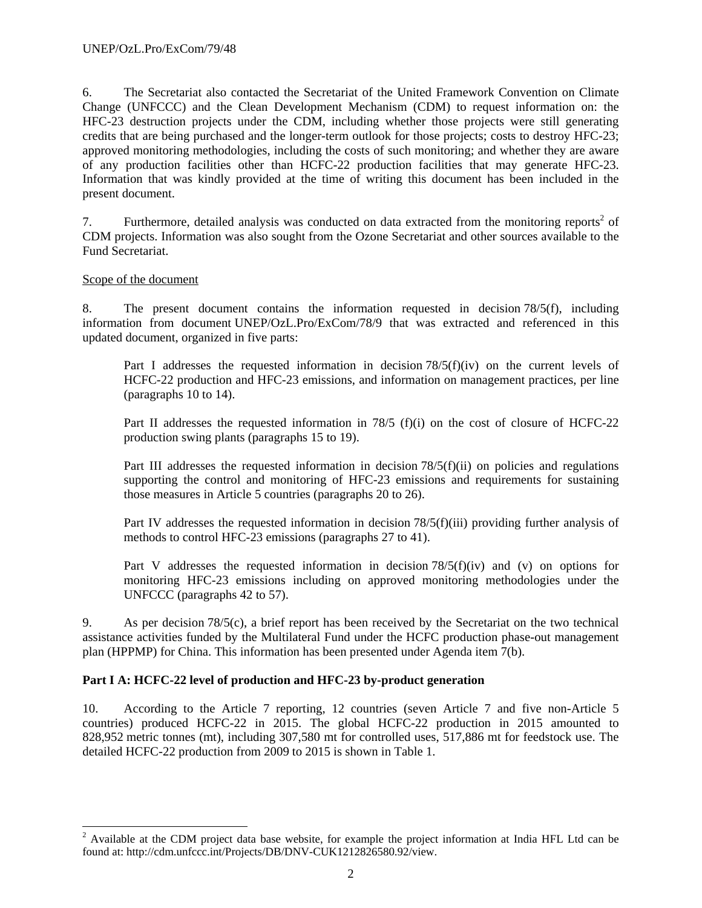6. The Secretariat also contacted the Secretariat of the United Framework Convention on Climate Change (UNFCCC) and the Clean Development Mechanism (CDM) to request information on: the HFC-23 destruction projects under the CDM, including whether those projects were still generating credits that are being purchased and the longer-term outlook for those projects; costs to destroy HFC-23; approved monitoring methodologies, including the costs of such monitoring; and whether they are aware of any production facilities other than HCFC-22 production facilities that may generate HFC-23. Information that was kindly provided at the time of writing this document has been included in the present document.

7. Furthermore, detailed analysis was conducted on data extracted from the monitoring reports[2] of CDM projects. Information was also sought from the Ozone Secretariat and other sources available to the Fund Secretariat.

Scope of the document

8. The present document contains the information requested in decision 78/5(f), including information from document UNEP/OzL.Pro/ExCom/78/9 that was extracted and referenced in this updated document, organized in five parts:

> Part I addresses the requested information in decision 78/5(f)(iv) on the current levels of HCFC-22 production and HFC-23 emissions, and information on management practices, per line (paragraphs 10 to 14).
>
> Part II addresses the requested information in 78/5 (f)(i) on the cost of closure of HCFC-22 production swing plants (paragraphs 15 to 19).
>
> Part III addresses the requested information in decision 78/5(f)(ii) on policies and regulations supporting the control and monitoring of HFC-23 emissions and requirements for sustaining those measures in Article 5 countries (paragraphs 20 to 26).
>
> Part IV addresses the requested information in decision 78/5(f)(iii) providing further analysis of methods to control HFC-23 emissions (paragraphs 27 to 41).
>
> Part V addresses the requested information in decision 78/5(f)(iv) and (v) on options for monitoring HFC-23 emissions including on approved monitoring methodologies under the UNFCCC (paragraphs 42 to 57).

9. As per decision 78/5(c), a brief report has been received by the Secretariat on the two technical assistance activities funded by the Multilateral Fund under the HCFC production phase-out management plan (HPPMP) for China. This information has been presented under Agenda item 7(b).

**Part I A: HCFC-22 level of production and HFC-23 by-product generation**

10. According to the Article 7 reporting, 12 countries (seven Article 7 and five non-Article 5 countries) produced HCFC-22 in 2015. The global HCFC-22 production in 2015 amounted to 828,952 metric tonnes (mt), including 307,580 mt for controlled uses, 517,886 mt for feedstock use. The detailed HCFC-22 production from 2009 to 2015 is shown in Table 1.

---

[2] Available at the CDM project data base website, for example the project information at India HFL Ltd can be found at: http://cdm.unfccc.int/Projects/DB/DNV-CUK1212826580.92/view.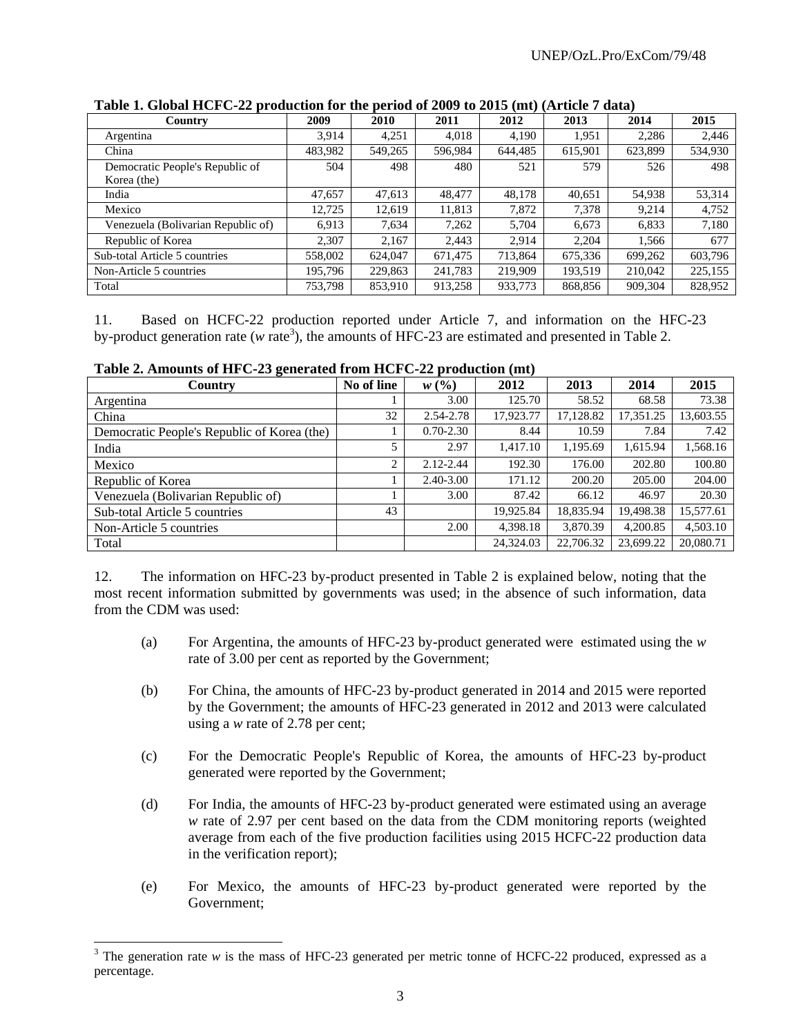**Table 1. Global HCFC-22 production for the period of 2009 to 2015 (mt) (Article 7 data)**

| Country | 2009 | 2010 | 2011 | 2012 | 2013 | 2014 | 2015 |
|---|---|---|---|---|---|---|---|
| Argentina | 3,914 | 4,251 | 4,018 | 4,190 | 1,951 | 2,286 | 2,446 |
| China | 483,982 | 549,265 | 596,984 | 644,485 | 615,901 | 623,899 | 534,930 |
| Democratic People's Republic of Korea (the) | 504 | 498 | 480 | 521 | 579 | 526 | 498 |
| India | 47,657 | 47,613 | 48,477 | 48,178 | 40,651 | 54,938 | 53,314 |
| Mexico | 12,725 | 12,619 | 11,813 | 7,872 | 7,378 | 9,214 | 4,752 |
| Venezuela (Bolivarian Republic of) | 6,913 | 7,634 | 7,262 | 5,704 | 6,673 | 6,833 | 7,180 |
| Republic of Korea | 2,307 | 2,167 | 2,443 | 2,914 | 2,204 | 1,566 | 677 |
| Sub-total Article 5 countries | 558,002 | 624,047 | 671,475 | 713,864 | 675,336 | 699,262 | 603,796 |
| Non-Article 5 countries | 195,796 | 229,863 | 241,783 | 219,909 | 193,519 | 210,042 | 225,155 |
| Total | 753,798 | 853,910 | 913,258 | 933,773 | 868,856 | 909,304 | 828,952 |

11. Based on HCFC-22 production reported under Article 7, and information on the HFC-23 by-product generation rate (*w* rate[3]), the amounts of HFC-23 are estimated and presented in Table 2.

**Table 2. Amounts of HFC-23 generated from HCFC-22 production (mt)**

| Country | No of line | *w* (%) | 2012 | 2013 | 2014 | 2015 |
|---|---|---|---|---|---|---|
| Argentina | 1 | 3.00 | 125.70 | 58.52 | 68.58 | 73.38 |
| China | 32 | 2.54-2.78 | 17,923.77 | 17,128.82 | 17,351.25 | 13,603.55 |
| Democratic People's Republic of Korea (the) | 1 | 0.70-2.30 | 8.44 | 10.59 | 7.84 | 7.42 |
| India | 5 | 2.97 | 1,417.10 | 1,195.69 | 1,615.94 | 1,568.16 |
| Mexico | 2 | 2.12-2.44 | 192.30 | 176.00 | 202.80 | 100.80 |
| Republic of Korea | 1 | 2.40-3.00 | 171.12 | 200.20 | 205.00 | 204.00 |
| Venezuela (Bolivarian Republic of) | 1 | 3.00 | 87.42 | 66.12 | 46.97 | 20.30 |
| Sub-total Article 5 countries | 43 | | 19,925.84 | 18,835.94 | 19,498.38 | 15,577.61 |
| Non-Article 5 countries | | 2.00 | 4,398.18 | 3,870.39 | 4,200.85 | 4,503.10 |
| Total | | | 24,324.03 | 22,706.32 | 23,699.22 | 20,080.71 |

12. The information on HFC-23 by-product presented in Table 2 is explained below, noting that the most recent information submitted by governments was used; in the absence of such information, data from the CDM was used:

(a) For Argentina, the amounts of HFC-23 by-product generated were estimated using the *w* rate of 3.00 per cent as reported by the Government;

(b) For China, the amounts of HFC-23 by-product generated in 2014 and 2015 were reported by the Government; the amounts of HFC-23 generated in 2012 and 2013 were calculated using a *w* rate of 2.78 per cent;

(c) For the Democratic People's Republic of Korea, the amounts of HFC-23 by-product generated were reported by the Government;

(d) For India, the amounts of HFC-23 by-product generated were estimated using an average *w* rate of 2.97 per cent based on the data from the CDM monitoring reports (weighted average from each of the five production facilities using 2015 HCFC-22 production data in the verification report);

(e) For Mexico, the amounts of HFC-23 by-product generated were reported by the Government;

[3] The generation rate *w* is the mass of HFC-23 generated per metric tonne of HCFC-22 produced, expressed as a percentage.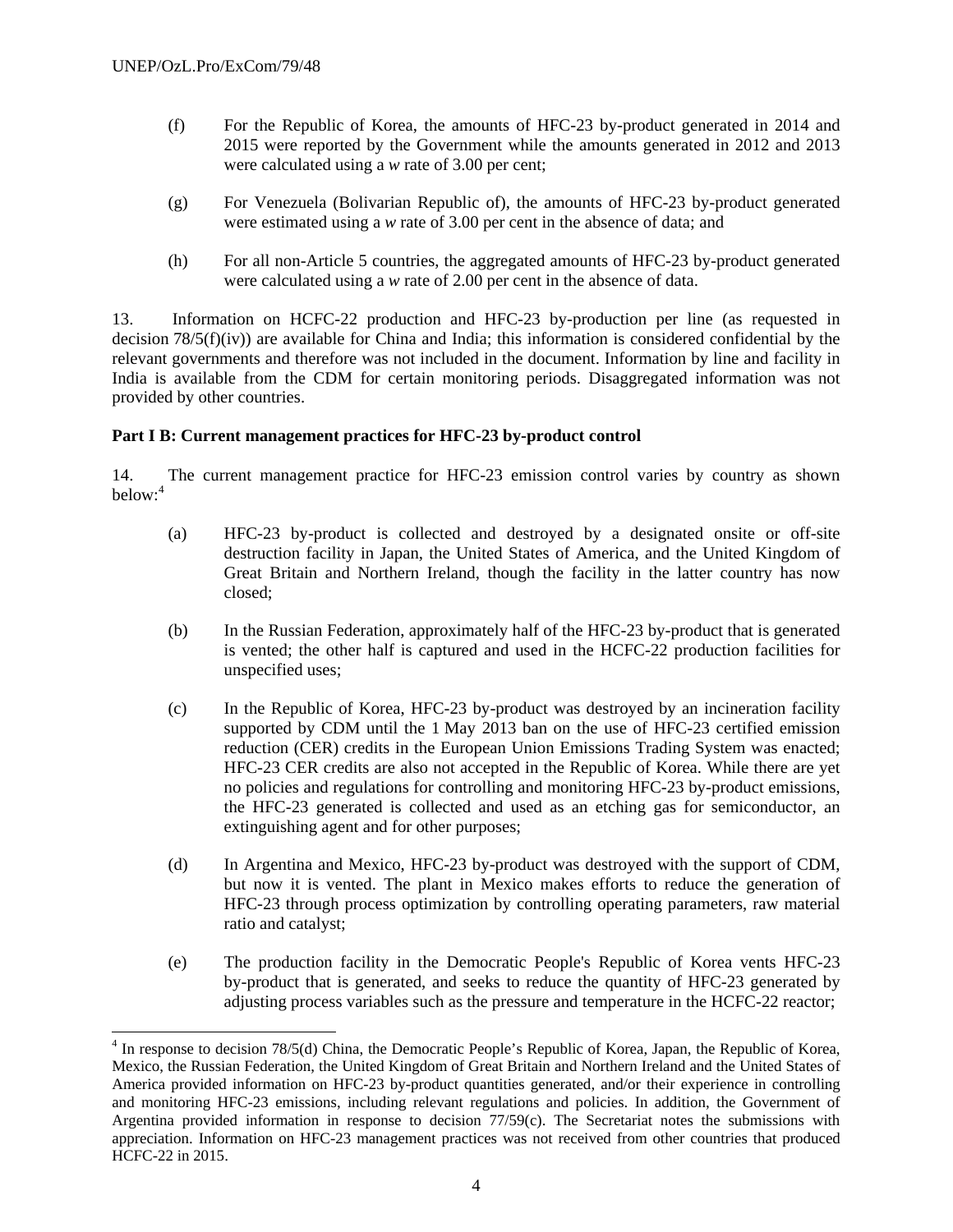(f) For the Republic of Korea, the amounts of HFC-23 by-product generated in 2014 and 2015 were reported by the Government while the amounts generated in 2012 and 2013 were calculated using a *w* rate of 3.00 per cent;

(g) For Venezuela (Bolivarian Republic of), the amounts of HFC-23 by-product generated were estimated using a *w* rate of 3.00 per cent in the absence of data; and

(h) For all non-Article 5 countries, the aggregated amounts of HFC-23 by-product generated were calculated using a *w* rate of 2.00 per cent in the absence of data.

13. Information on HCFC-22 production and HFC-23 by-production per line (as requested in decision 78/5(f)(iv)) are available for China and India; this information is considered confidential by the relevant governments and therefore was not included in the document. Information by line and facility in India is available from the CDM for certain monitoring periods. Disaggregated information was not provided by other countries.

**Part I B: Current management practices for HFC-23 by-product control**

14. The current management practice for HFC-23 emission control varies by country as shown below:[4]

(a) HFC-23 by-product is collected and destroyed by a designated onsite or off-site destruction facility in Japan, the United States of America, and the United Kingdom of Great Britain and Northern Ireland, though the facility in the latter country has now closed;

(b) In the Russian Federation, approximately half of the HFC-23 by-product that is generated is vented; the other half is captured and used in the HCFC-22 production facilities for unspecified uses;

(c) In the Republic of Korea, HFC-23 by-product was destroyed by an incineration facility supported by CDM until the 1 May 2013 ban on the use of HFC-23 certified emission reduction (CER) credits in the European Union Emissions Trading System was enacted; HFC-23 CER credits are also not accepted in the Republic of Korea. While there are yet no policies and regulations for controlling and monitoring HFC-23 by-product emissions, the HFC-23 generated is collected and used as an etching gas for semiconductor, an extinguishing agent and for other purposes;

(d) In Argentina and Mexico, HFC-23 by-product was destroyed with the support of CDM, but now it is vented. The plant in Mexico makes efforts to reduce the generation of HFC-23 through process optimization by controlling operating parameters, raw material ratio and catalyst;

(e) The production facility in the Democratic People's Republic of Korea vents HFC-23 by-product that is generated, and seeks to reduce the quantity of HFC-23 generated by adjusting process variables such as the pressure and temperature in the HCFC-22 reactor;

[4] In response to decision 78/5(d) China, the Democratic People's Republic of Korea, Japan, the Republic of Korea, Mexico, the Russian Federation, the United Kingdom of Great Britain and Northern Ireland and the United States of America provided information on HFC-23 by-product quantities generated, and/or their experience in controlling and monitoring HFC-23 emissions, including relevant regulations and policies. In addition, the Government of Argentina provided information in response to decision 77/59(c). The Secretariat notes the submissions with appreciation. Information on HFC-23 management practices was not received from other countries that produced HCFC-22 in 2015.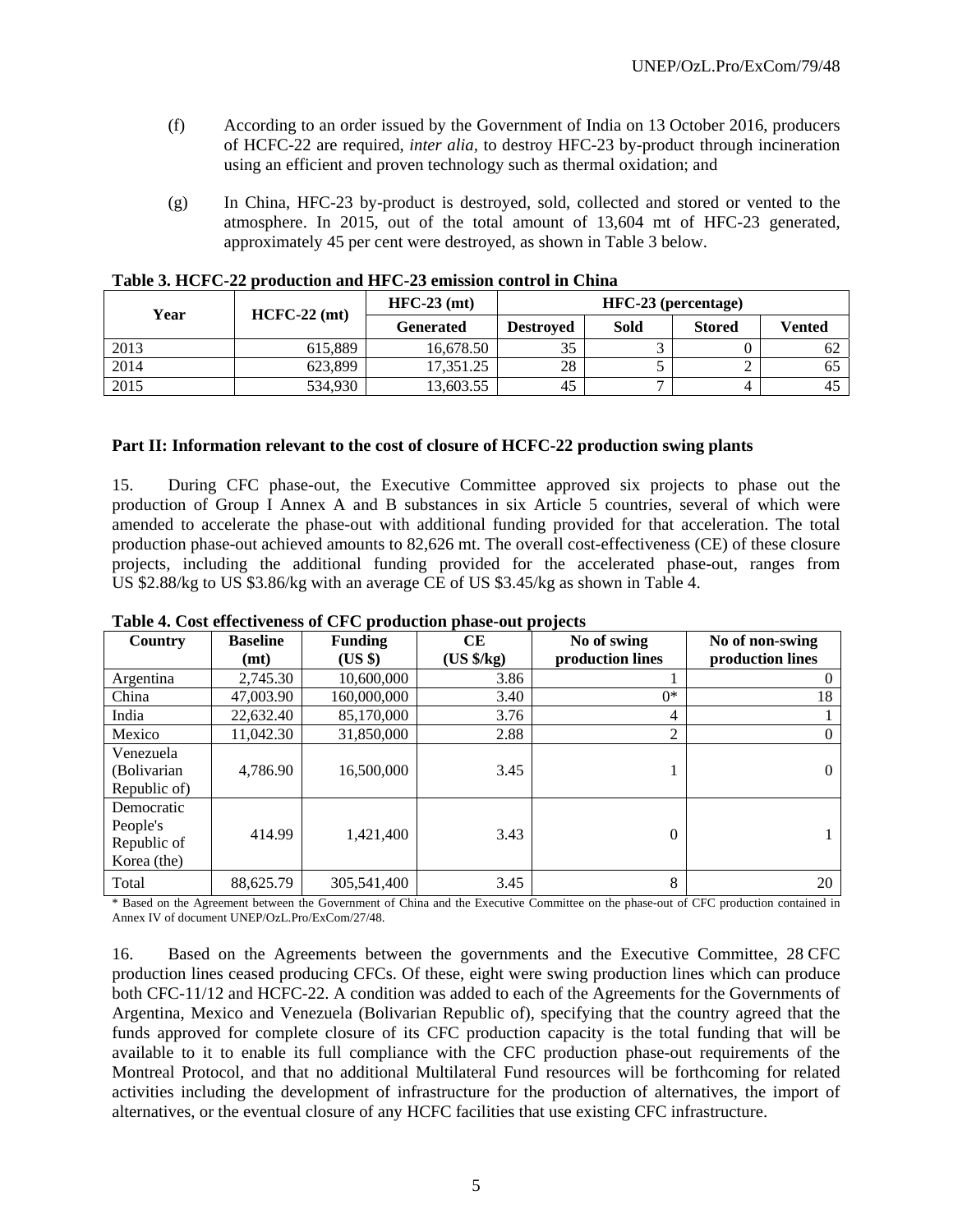(f) According to an order issued by the Government of India on 13 October 2016, producers of HCFC-22 are required, *inter alia*, to destroy HFC-23 by-product through incineration using an efficient and proven technology such as thermal oxidation; and

(g) In China, HFC-23 by-product is destroyed, sold, collected and stored or vented to the atmosphere. In 2015, out of the total amount of 13,604 mt of HFC-23 generated, approximately 45 per cent were destroyed, as shown in Table 3 below.

**Table 3. HCFC-22 production and HFC-23 emission control in China**

| Year | HCFC-22 (mt) | HFC-23 (mt) | HFC-23 (percentage) | | | |
|---|---|---|---|---|---|---|
| | | Generated | Destroyed | Sold | Stored | Vented |
| 2013 | 615,889 | 16,678.50 | 35 | 3 | 0 | 62 |
| 2014 | 623,899 | 17,351.25 | 28 | 5 | 2 | 65 |
| 2015 | 534,930 | 13,603.55 | 45 | 7 | 4 | 45 |

**Part II: Information relevant to the cost of closure of HCFC-22 production swing plants**

15. During CFC phase-out, the Executive Committee approved six projects to phase out the production of Group I Annex A and B substances in six Article 5 countries, several of which were amended to accelerate the phase-out with additional funding provided for that acceleration. The total production phase-out achieved amounts to 82,626 mt. The overall cost-effectiveness (CE) of these closure projects, including the additional funding provided for the accelerated phase-out, ranges from US $2.88/kg to US $3.86/kg with an average CE of US $3.45/kg as shown in Table 4.

**Table 4. Cost effectiveness of CFC production phase-out projects**

| Country | Baseline (mt) | Funding (US $) | CE (US $/kg) | No of swing production lines | No of non-swing production lines |
|---|---|---|---|---|---|
| Argentina | 2,745.30 | 10,600,000 | 3.86 | 1 | 0 |
| China | 47,003.90 | 160,000,000 | 3.40 | 0* | 18 |
| India | 22,632.40 | 85,170,000 | 3.76 | 4 | 1 |
| Mexico | 11,042.30 | 31,850,000 | 2.88 | 2 | 0 |
| Venezuela (Bolivarian Republic of) | 4,786.90 | 16,500,000 | 3.45 | 1 | 0 |
| Democratic People's Republic of Korea (the) | 414.99 | 1,421,400 | 3.43 | 0 | 1 |
| Total | 88,625.79 | 305,541,400 | 3.45 | 8 | 20 |

\* Based on the Agreement between the Government of China and the Executive Committee on the phase-out of CFC production contained in Annex IV of document UNEP/OzL.Pro/ExCom/27/48.

16. Based on the Agreements between the governments and the Executive Committee, 28 CFC production lines ceased producing CFCs. Of these, eight were swing production lines which can produce both CFC-11/12 and HCFC-22. A condition was added to each of the Agreements for the Governments of Argentina, Mexico and Venezuela (Bolivarian Republic of), specifying that the country agreed that the funds approved for complete closure of its CFC production capacity is the total funding that will be available to it to enable its full compliance with the CFC production phase-out requirements of the Montreal Protocol, and that no additional Multilateral Fund resources will be forthcoming for related activities including the development of infrastructure for the production of alternatives, the import of alternatives, or the eventual closure of any HCFC facilities that use existing CFC infrastructure.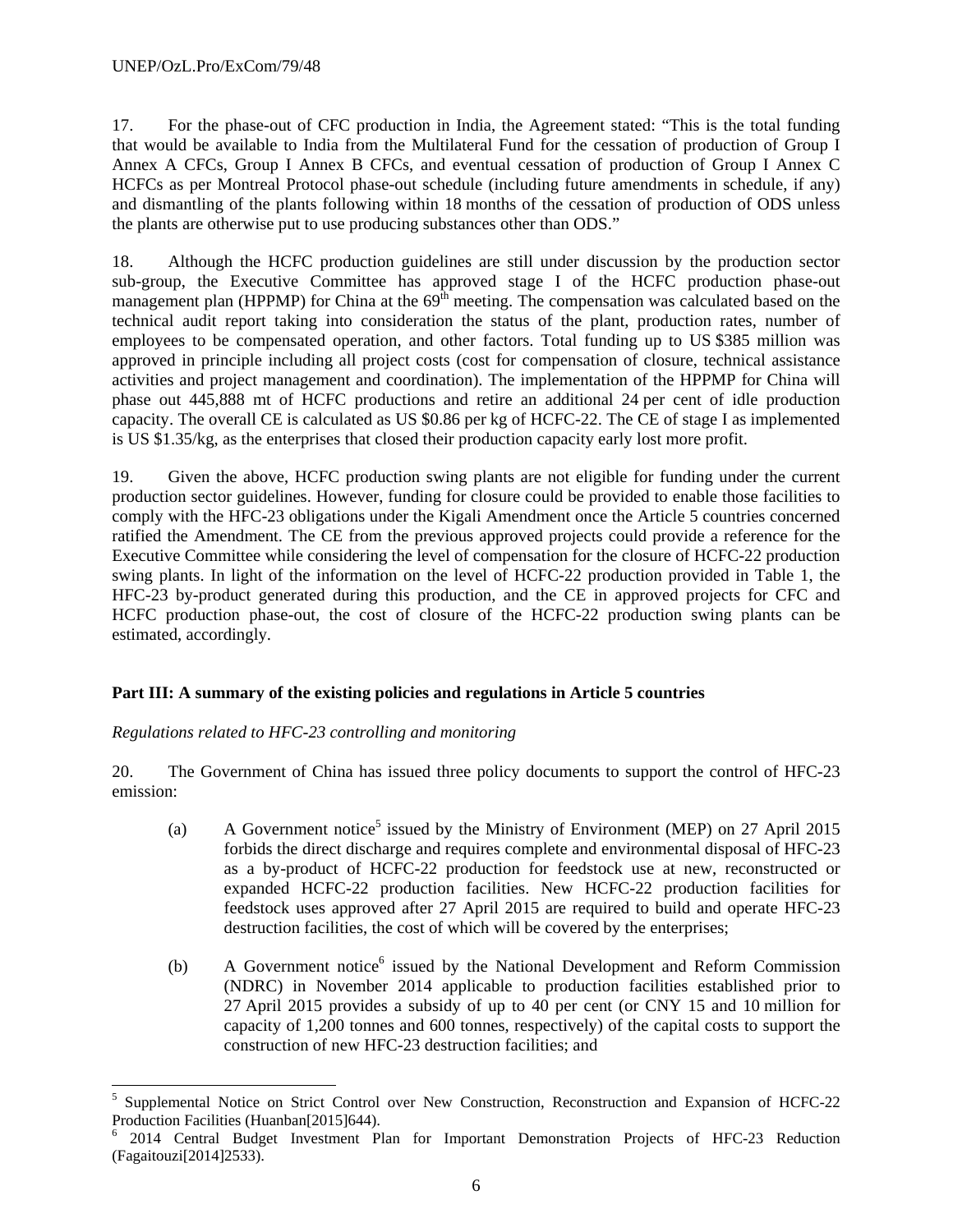17. For the phase-out of CFC production in India, the Agreement stated: "This is the total funding that would be available to India from the Multilateral Fund for the cessation of production of Group I Annex A CFCs, Group I Annex B CFCs, and eventual cessation of production of Group I Annex C HCFCs as per Montreal Protocol phase-out schedule (including future amendments in schedule, if any) and dismantling of the plants following within 18 months of the cessation of production of ODS unless the plants are otherwise put to use producing substances other than ODS."

18. Although the HCFC production guidelines are still under discussion by the production sector sub-group, the Executive Committee has approved stage I of the HCFC production phase-out management plan (HPPMP) for China at the 69th meeting. The compensation was calculated based on the technical audit report taking into consideration the status of the plant, production rates, number of employees to be compensated operation, and other factors. Total funding up to US $385 million was approved in principle including all project costs (cost for compensation of closure, technical assistance activities and project management and coordination). The implementation of the HPPMP for China will phase out 445,888 mt of HCFC productions and retire an additional 24 per cent of idle production capacity. The overall CE is calculated as US $0.86 per kg of HCFC-22. The CE of stage I as implemented is US $1.35/kg, as the enterprises that closed their production capacity early lost more profit.

19. Given the above, HCFC production swing plants are not eligible for funding under the current production sector guidelines. However, funding for closure could be provided to enable those facilities to comply with the HFC-23 obligations under the Kigali Amendment once the Article 5 countries concerned ratified the Amendment. The CE from the previous approved projects could provide a reference for the Executive Committee while considering the level of compensation for the closure of HCFC-22 production swing plants. In light of the information on the level of HCFC-22 production provided in Table 1, the HFC-23 by-product generated during this production, and the CE in approved projects for CFC and HCFC production phase-out, the cost of closure of the HCFC-22 production swing plants can be estimated, accordingly.

**Part III: A summary of the existing policies and regulations in Article 5 countries**

*Regulations related to HFC-23 controlling and monitoring*

20. The Government of China has issued three policy documents to support the control of HFC-23 emission:

(a) A Government notice[5] issued by the Ministry of Environment (MEP) on 27 April 2015 forbids the direct discharge and requires complete and environmental disposal of HFC-23 as a by-product of HCFC-22 production for feedstock use at new, reconstructed or expanded HCFC-22 production facilities. New HCFC-22 production facilities for feedstock uses approved after 27 April 2015 are required to build and operate HFC-23 destruction facilities, the cost of which will be covered by the enterprises;

(b) A Government notice[6] issued by the National Development and Reform Commission (NDRC) in November 2014 applicable to production facilities established prior to 27 April 2015 provides a subsidy of up to 40 per cent (or CNY 15 and 10 million for capacity of 1,200 tonnes and 600 tonnes, respectively) of the capital costs to support the construction of new HFC-23 destruction facilities; and

---

[5] Supplemental Notice on Strict Control over New Construction, Reconstruction and Expansion of HCFC-22 Production Facilities (Huanban[2015]644).

[6] 2014 Central Budget Investment Plan for Important Demonstration Projects of HFC-23 Reduction (Fagaitouzi[2014]2533).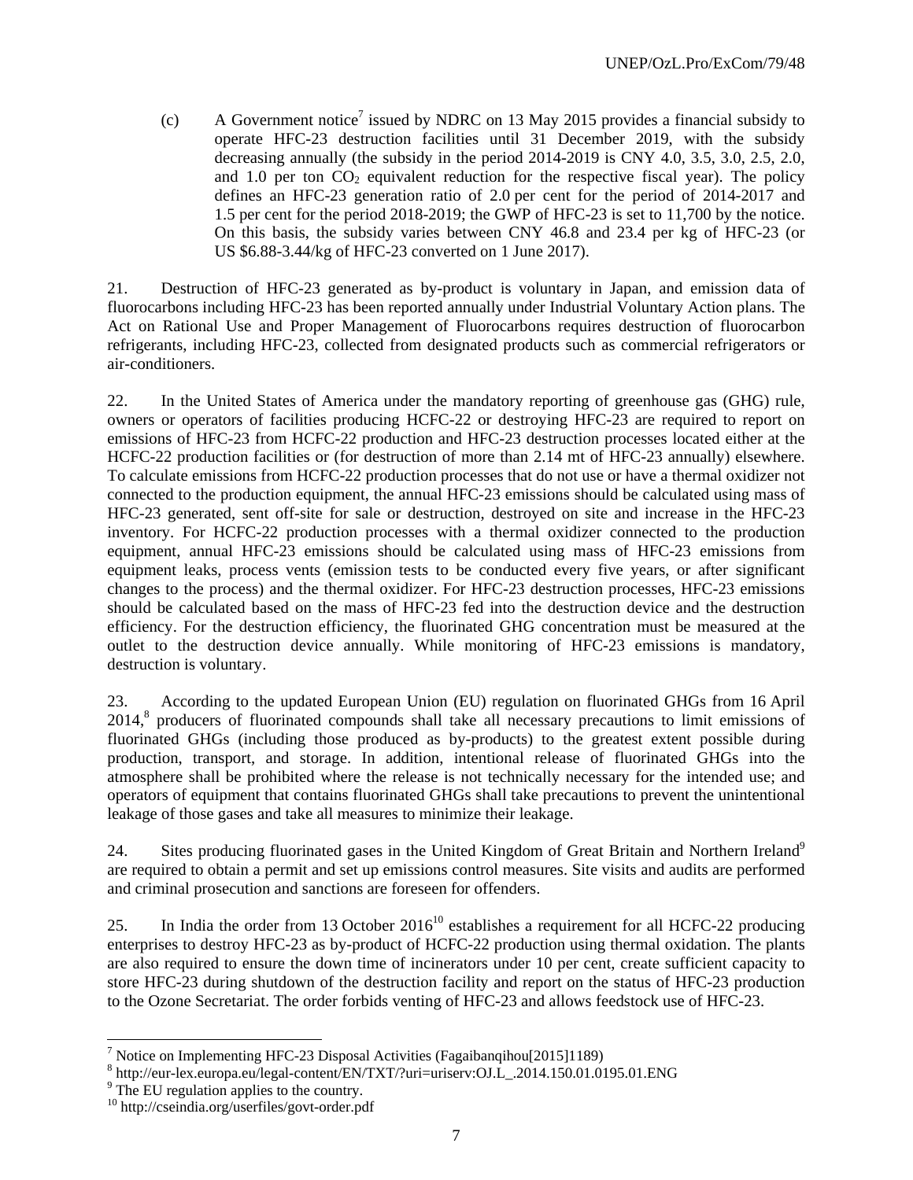(c) A Government notice[7] issued by NDRC on 13 May 2015 provides a financial subsidy to operate HFC-23 destruction facilities until 31 December 2019, with the subsidy decreasing annually (the subsidy in the period 2014-2019 is CNY 4.0, 3.5, 3.0, 2.5, 2.0, and 1.0 per ton $CO_2$ equivalent reduction for the respective fiscal year). The policy defines an HFC-23 generation ratio of 2.0 per cent for the period of 2014-2017 and 1.5 per cent for the period 2018-2019; the GWP of HFC-23 is set to 11,700 by the notice. On this basis, the subsidy varies between CNY 46.8 and 23.4 per kg of HFC-23 (or US $6.88-3.44/kg of HFC-23 converted on 1 June 2017).

21. Destruction of HFC-23 generated as by-product is voluntary in Japan, and emission data of fluorocarbons including HFC-23 has been reported annually under Industrial Voluntary Action plans. The Act on Rational Use and Proper Management of Fluorocarbons requires destruction of fluorocarbon refrigerants, including HFC-23, collected from designated products such as commercial refrigerators or air-conditioners.

22. In the United States of America under the mandatory reporting of greenhouse gas (GHG) rule, owners or operators of facilities producing HCFC-22 or destroying HFC-23 are required to report on emissions of HFC-23 from HCFC-22 production and HFC-23 destruction processes located either at the HCFC-22 production facilities or (for destruction of more than 2.14 mt of HFC-23 annually) elsewhere. To calculate emissions from HCFC-22 production processes that do not use or have a thermal oxidizer not connected to the production equipment, the annual HFC-23 emissions should be calculated using mass of HFC-23 generated, sent off-site for sale or destruction, destroyed on site and increase in the HFC-23 inventory. For HCFC-22 production processes with a thermal oxidizer connected to the production equipment, annual HFC-23 emissions should be calculated using mass of HFC-23 emissions from equipment leaks, process vents (emission tests to be conducted every five years, or after significant changes to the process) and the thermal oxidizer. For HFC-23 destruction processes, HFC-23 emissions should be calculated based on the mass of HFC-23 fed into the destruction device and the destruction efficiency. For the destruction efficiency, the fluorinated GHG concentration must be measured at the outlet to the destruction device annually. While monitoring of HFC-23 emissions is mandatory, destruction is voluntary.

23. According to the updated European Union (EU) regulation on fluorinated GHGs from 16 April 2014,[8] producers of fluorinated compounds shall take all necessary precautions to limit emissions of fluorinated GHGs (including those produced as by-products) to the greatest extent possible during production, transport, and storage. In addition, intentional release of fluorinated GHGs into the atmosphere shall be prohibited where the release is not technically necessary for the intended use; and operators of equipment that contains fluorinated GHGs shall take precautions to prevent the unintentional leakage of those gases and take all measures to minimize their leakage.

24. Sites producing fluorinated gases in the United Kingdom of Great Britain and Northern Ireland[9] are required to obtain a permit and set up emissions control measures. Site visits and audits are performed and criminal prosecution and sanctions are foreseen for offenders.

25. In India the order from 13 October 2016[10] establishes a requirement for all HCFC-22 producing enterprises to destroy HFC-23 as by-product of HCFC-22 production using thermal oxidation. The plants are also required to ensure the down time of incinerators under 10 per cent, create sufficient capacity to store HFC-23 during shutdown of the destruction facility and report on the status of HFC-23 production to the Ozone Secretariat. The order forbids venting of HFC-23 and allows feedstock use of HFC-23.

---

[7] Notice on Implementing HFC-23 Disposal Activities (Fagaibanqihou[2015]1189)

[8] http://eur-lex.europa.eu/legal-content/EN/TXT/?uri=uriserv:OJ.L_.2014.150.01.0195.01.ENG

[9] The EU regulation applies to the country.

[10] http://cseindia.org/userfiles/govt-order.pdf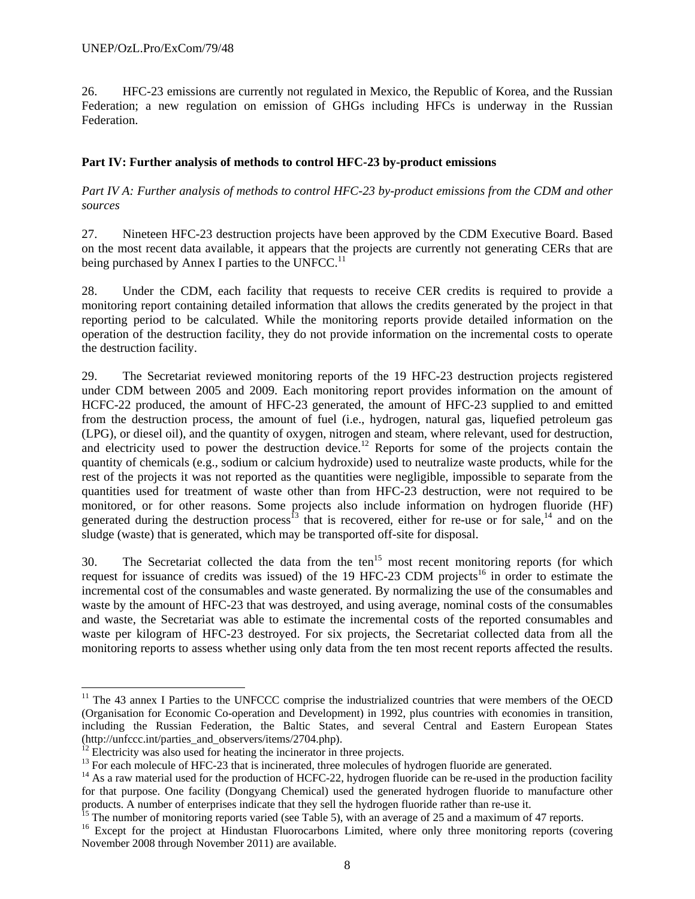26. HFC-23 emissions are currently not regulated in Mexico, the Republic of Korea, and the Russian Federation; a new regulation on emission of GHGs including HFCs is underway in the Russian Federation.

**Part IV: Further analysis of methods to control HFC-23 by-product emissions**

*Part IV A: Further analysis of methods to control HFC-23 by-product emissions from the CDM and other sources*

27. Nineteen HFC-23 destruction projects have been approved by the CDM Executive Board. Based on the most recent data available, it appears that the projects are currently not generating CERs that are being purchased by Annex I parties to the UNFCC.[11]

28. Under the CDM, each facility that requests to receive CER credits is required to provide a monitoring report containing detailed information that allows the credits generated by the project in that reporting period to be calculated. While the monitoring reports provide detailed information on the operation of the destruction facility, they do not provide information on the incremental costs to operate the destruction facility.

29. The Secretariat reviewed monitoring reports of the 19 HFC-23 destruction projects registered under CDM between 2005 and 2009. Each monitoring report provides information on the amount of HCFC-22 produced, the amount of HFC-23 generated, the amount of HFC-23 supplied to and emitted from the destruction process, the amount of fuel (i.e., hydrogen, natural gas, liquefied petroleum gas (LPG), or diesel oil), and the quantity of oxygen, nitrogen and steam, where relevant, used for destruction, and electricity used to power the destruction device.[12] Reports for some of the projects contain the quantity of chemicals (e.g., sodium or calcium hydroxide) used to neutralize waste products, while for the rest of the projects it was not reported as the quantities were negligible, impossible to separate from the quantities used for treatment of waste other than from HFC-23 destruction, were not required to be monitored, or for other reasons. Some projects also include information on hydrogen fluoride (HF) generated during the destruction process[13] that is recovered, either for re-use or for sale,[14] and on the sludge (waste) that is generated, which may be transported off-site for disposal.

30. The Secretariat collected the data from the ten[15] most recent monitoring reports (for which request for issuance of credits was issued) of the 19 HFC-23 CDM projects[16] in order to estimate the incremental cost of the consumables and waste generated. By normalizing the use of the consumables and waste by the amount of HFC-23 that was destroyed, and using average, nominal costs of the consumables and waste, the Secretariat was able to estimate the incremental costs of the reported consumables and waste per kilogram of HFC-23 destroyed. For six projects, the Secretariat collected data from all the monitoring reports to assess whether using only data from the ten most recent reports affected the results.

---

[11] The 43 annex I Parties to the UNFCCC comprise the industrialized countries that were members of the OECD (Organisation for Economic Co-operation and Development) in 1992, plus countries with economies in transition, including the Russian Federation, the Baltic States, and several Central and Eastern European States (http://unfccc.int/parties_and_observers/items/2704.php).

[12] Electricity was also used for heating the incinerator in three projects.

[13] For each molecule of HFC-23 that is incinerated, three molecules of hydrogen fluoride are generated.

[14] As a raw material used for the production of HCFC-22, hydrogen fluoride can be re-used in the production facility for that purpose. One facility (Dongyang Chemical) used the generated hydrogen fluoride to manufacture other products. A number of enterprises indicate that they sell the hydrogen fluoride rather than re-use it.

[15] The number of monitoring reports varied (see Table 5), with an average of 25 and a maximum of 47 reports.

[16] Except for the project at Hindustan Fluorocarbons Limited, where only three monitoring reports (covering November 2008 through November 2011) are available.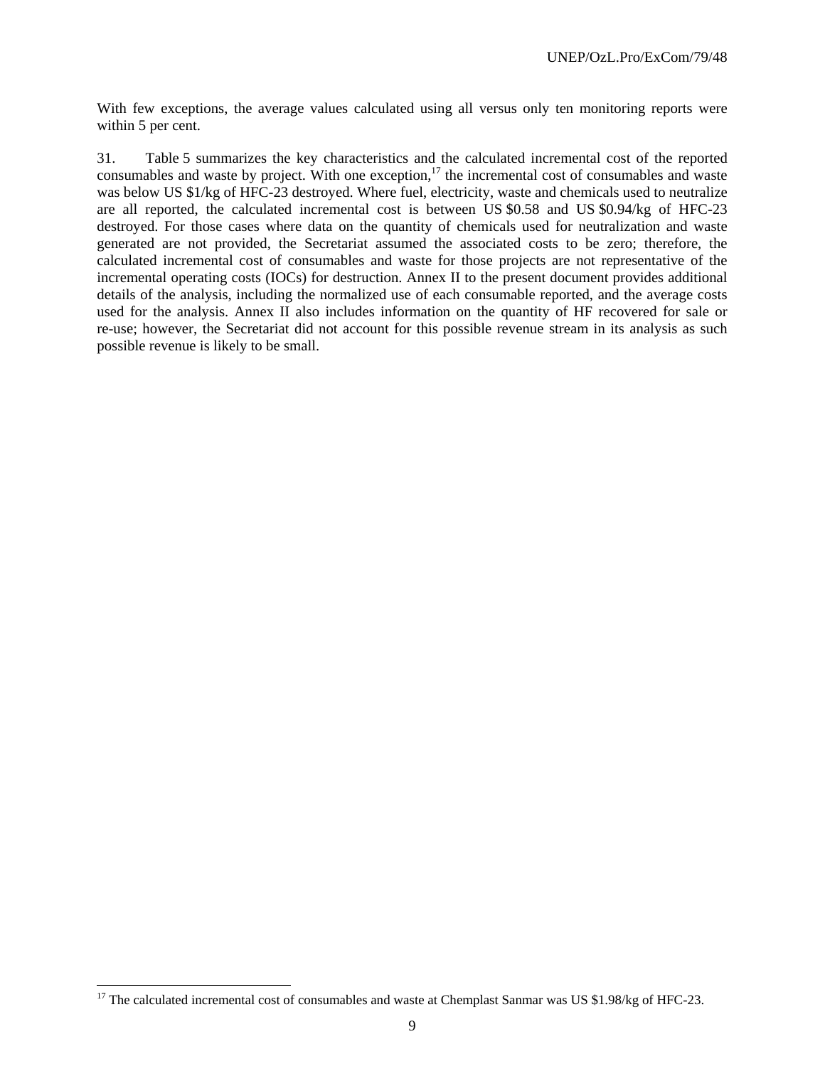With few exceptions, the average values calculated using all versus only ten monitoring reports were within 5 per cent.

31. Table 5 summarizes the key characteristics and the calculated incremental cost of the reported consumables and waste by project. With one exception,[17] the incremental cost of consumables and waste was below US $1/kg of HFC-23 destroyed. Where fuel, electricity, waste and chemicals used to neutralize are all reported, the calculated incremental cost is between US $0.58 and US $0.94/kg of HFC-23 destroyed. For those cases where data on the quantity of chemicals used for neutralization and waste generated are not provided, the Secretariat assumed the associated costs to be zero; therefore, the calculated incremental cost of consumables and waste for those projects are not representative of the incremental operating costs (IOCs) for destruction. Annex II to the present document provides additional details of the analysis, including the normalized use of each consumable reported, and the average costs used for the analysis. Annex II also includes information on the quantity of HF recovered for sale or re-use; however, the Secretariat did not account for this possible revenue stream in its analysis as such possible revenue is likely to be small.

---

[17] The calculated incremental cost of consumables and waste at Chemplast Sanmar was US $1.98/kg of HFC-23.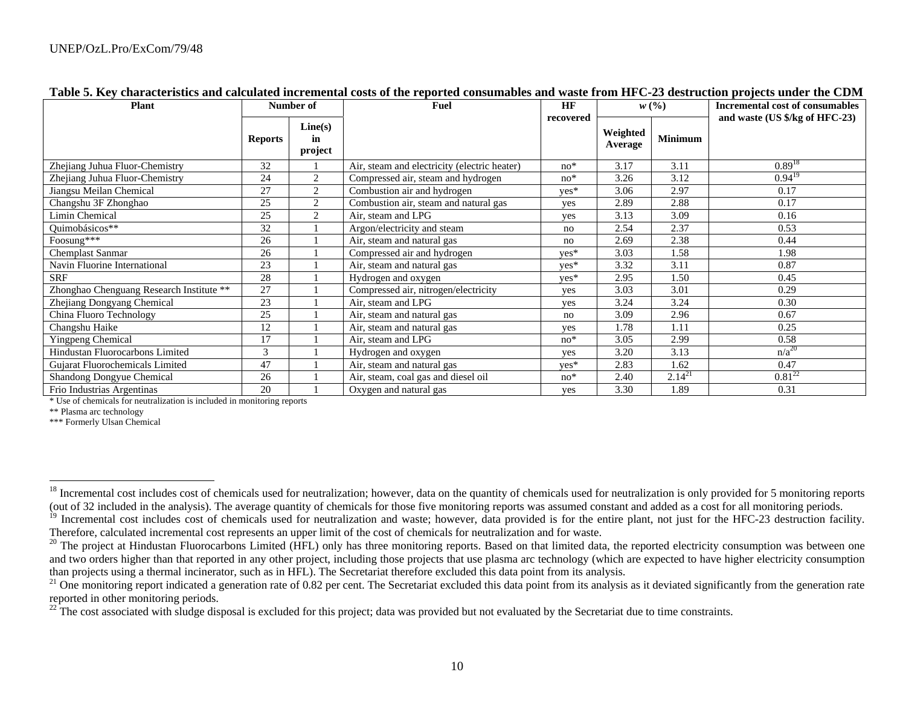**Table 5. Key characteristics and calculated incremental costs of the reported consumables and waste from HFC-23 destruction projects under the CDM**

| Plant | Number of | | Fuel | HF recovered | *w* (%) | | Incremental cost of consumables and waste (US $/kg of HFC-23) |
|---|---|---|---|---|---|---|---|
| | Reports | Line(s) in project | | | Weighted Average | Minimum | |
| Zhejiang Juhua Fluor-Chemistry | 32 | 1 | Air, steam and electricity (electric heater) | no* | 3.17 | 3.11 | 0.89[18] |
| Zhejiang Juhua Fluor-Chemistry | 24 | 2 | Compressed air, steam and hydrogen | no* | 3.26 | 3.12 | 0.94[19] |
| Jiangsu Meilan Chemical | 27 | 2 | Combustion air and hydrogen | yes* | 3.06 | 2.97 | 0.17 |
| Changshu 3F Zhonghao | 25 | 2 | Combustion air, steam and natural gas | yes | 2.89 | 2.88 | 0.17 |
| Limin Chemical | 25 | 2 | Air, steam and LPG | yes | 3.13 | 3.09 | 0.16 |
| Quimobásicos** | 32 | 1 | Argon/electricity and steam | no | 2.54 | 2.37 | 0.53 |
| Foosung*** | 26 | 1 | Air, steam and natural gas | no | 2.69 | 2.38 | 0.44 |
| Chemplast Sanmar | 26 | 1 | Compressed air and hydrogen | yes* | 3.03 | 1.58 | 1.98 |
| Navin Fluorine International | 23 | 1 | Air, steam and natural gas | yes* | 3.32 | 3.11 | 0.87 |
| SRF | 28 | 1 | Hydrogen and oxygen | yes* | 2.95 | 1.50 | 0.45 |
| Zhonghao Chenguang Research Institute ** | 27 | 1 | Compressed air, nitrogen/electricity | yes | 3.03 | 3.01 | 0.29 |
| Zhejiang Dongyang Chemical | 23 | 1 | Air, steam and LPG | yes | 3.24 | 3.24 | 0.30 |
| China Fluoro Technology | 25 | 1 | Air, steam and natural gas | no | 3.09 | 2.96 | 0.67 |
| Changshu Haike | 12 | 1 | Air, steam and natural gas | yes | 1.78 | 1.11 | 0.25 |
| Yingpeng Chemical | 17 | 1 | Air, steam and LPG | no* | 3.05 | 2.99 | 0.58 |
| Hindustan Fluorocarbons Limited | 3 | 1 | Hydrogen and oxygen | yes | 3.20 | 3.13 | n/a[20] |
| Gujarat Fluorochemicals Limited | 47 | 1 | Air, steam and natural gas | yes* | 2.83 | 1.62 | 0.47 |
| Shandong Dongyue Chemical | 26 | 1 | Air, steam, coal gas and diesel oil | no* | 2.40 | 2.14[21] | 0.81[22] |
| Frio Industrias Argentinas | 20 | 1 | Oxygen and natural gas | yes | 3.30 | 1.89 | 0.31 |

\* Use of chemicals for neutralization is included in monitoring reports

** Plasma arc technology

*** Formerly Ulsan Chemical

---

[18] Incremental cost includes cost of chemicals used for neutralization; however, data on the quantity of chemicals used for neutralization is only provided for 5 monitoring reports (out of 32 included in the analysis). The average quantity of chemicals for those five monitoring reports was assumed constant and added as a cost for all monitoring periods.

[19] Incremental cost includes cost of chemicals used for neutralization and waste; however, data provided is for the entire plant, not just for the HFC-23 destruction facility. Therefore, calculated incremental cost represents an upper limit of the cost of chemicals for neutralization and for waste.

[20] The project at Hindustan Fluorocarbons Limited (HFL) only has three monitoring reports. Based on that limited data, the reported electricity consumption was between one and two orders higher than that reported in any other project, including those projects that use plasma arc technology (which are expected to have higher electricity consumption than projects using a thermal incinerator, such as in HFL). The Secretariat therefore excluded this data point from its analysis.

[21] One monitoring report indicated a generation rate of 0.82 per cent. The Secretariat excluded this data point from its analysis as it deviated significantly from the generation rate reported in other monitoring periods.

[22] The cost associated with sludge disposal is excluded for this project; data was provided but not evaluated by the Secretariat due to time constraints.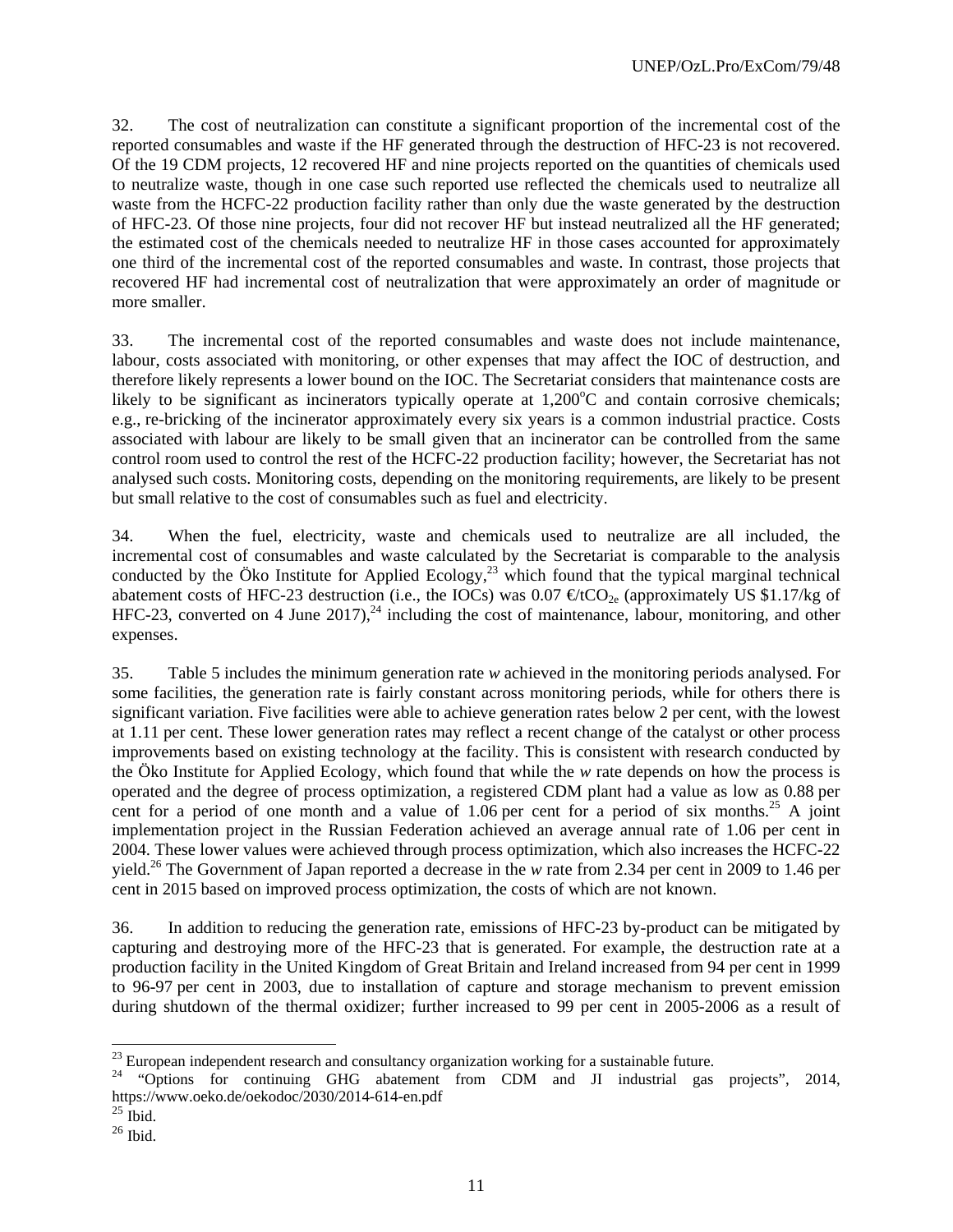32. The cost of neutralization can constitute a significant proportion of the incremental cost of the reported consumables and waste if the HF generated through the destruction of HFC-23 is not recovered. Of the 19 CDM projects, 12 recovered HF and nine projects reported on the quantities of chemicals used to neutralize waste, though in one case such reported use reflected the chemicals used to neutralize all waste from the HCFC-22 production facility rather than only due the waste generated by the destruction of HFC-23. Of those nine projects, four did not recover HF but instead neutralized all the HF generated; the estimated cost of the chemicals needed to neutralize HF in those cases accounted for approximately one third of the incremental cost of the reported consumables and waste. In contrast, those projects that recovered HF had incremental cost of neutralization that were approximately an order of magnitude or more smaller.

33. The incremental cost of the reported consumables and waste does not include maintenance, labour, costs associated with monitoring, or other expenses that may affect the IOC of destruction, and therefore likely represents a lower bound on the IOC. The Secretariat considers that maintenance costs are likely to be significant as incinerators typically operate at 1,200°C and contain corrosive chemicals; e.g., re-bricking of the incinerator approximately every six years is a common industrial practice. Costs associated with labour are likely to be small given that an incinerator can be controlled from the same control room used to control the rest of the HCFC-22 production facility; however, the Secretariat has not analysed such costs. Monitoring costs, depending on the monitoring requirements, are likely to be present but small relative to the cost of consumables such as fuel and electricity.

34. When the fuel, electricity, waste and chemicals used to neutralize are all included, the incremental cost of consumables and waste calculated by the Secretariat is comparable to the analysis conducted by the Öko Institute for Applied Ecology,[23] which found that the typical marginal technical abatement costs of HFC-23 destruction (i.e., the IOCs) was 0.07 €/t$CO_{2e}$ (approximately US $1.17/kg of HFC-23, converted on 4 June 2017),[24] including the cost of maintenance, labour, monitoring, and other expenses.

35. Table 5 includes the minimum generation rate *w* achieved in the monitoring periods analysed. For some facilities, the generation rate is fairly constant across monitoring periods, while for others there is significant variation. Five facilities were able to achieve generation rates below 2 per cent, with the lowest at 1.11 per cent. These lower generation rates may reflect a recent change of the catalyst or other process improvements based on existing technology at the facility. This is consistent with research conducted by the Öko Institute for Applied Ecology, which found that while the *w* rate depends on how the process is operated and the degree of process optimization, a registered CDM plant had a value as low as 0.88 per cent for a period of one month and a value of 1.06 per cent for a period of six months.[25] A joint implementation project in the Russian Federation achieved an average annual rate of 1.06 per cent in 2004. These lower values were achieved through process optimization, which also increases the HCFC-22 yield.[26] The Government of Japan reported a decrease in the *w* rate from 2.34 per cent in 2009 to 1.46 per cent in 2015 based on improved process optimization, the costs of which are not known.

36. In addition to reducing the generation rate, emissions of HFC-23 by-product can be mitigated by capturing and destroying more of the HFC-23 that is generated. For example, the destruction rate at a production facility in the United Kingdom of Great Britain and Ireland increased from 94 per cent in 1999 to 96-97 per cent in 2003, due to installation of capture and storage mechanism to prevent emission during shutdown of the thermal oxidizer; further increased to 99 per cent in 2005-2006 as a result of

---

[23] European independent research and consultancy organization working for a sustainable future.

[24] "Options for continuing GHG abatement from CDM and JI industrial gas projects", 2014, https://www.oeko.de/oekodoc/2030/2014-614-en.pdf

[25] Ibid.

[26] Ibid.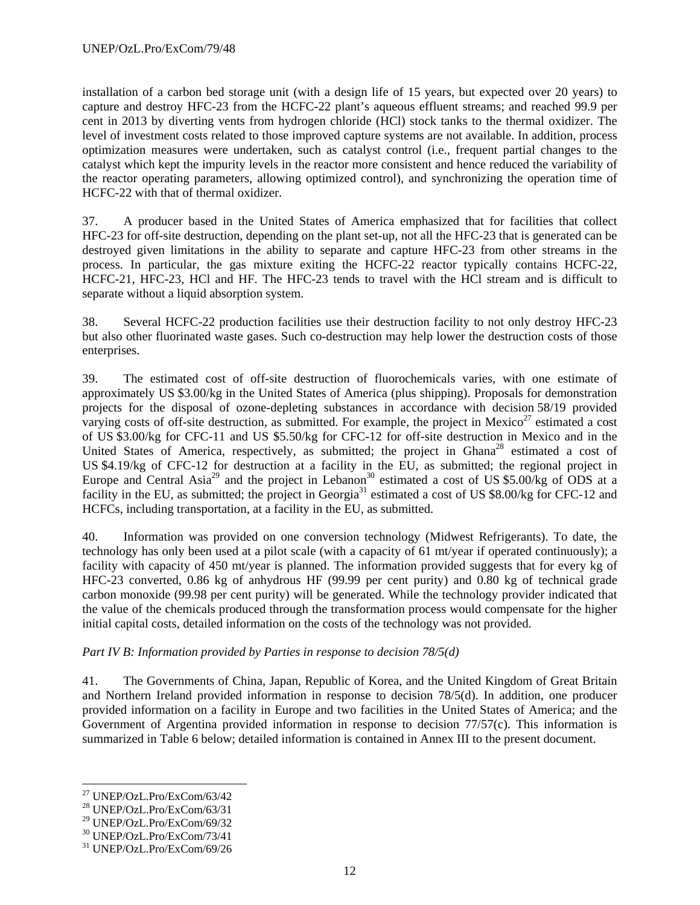installation of a carbon bed storage unit (with a design life of 15 years, but expected over 20 years) to capture and destroy HFC-23 from the HCFC-22 plant's aqueous effluent streams; and reached 99.9 per cent in 2013 by diverting vents from hydrogen chloride (HCl) stock tanks to the thermal oxidizer. The level of investment costs related to those improved capture systems are not available. In addition, process optimization measures were undertaken, such as catalyst control (i.e., frequent partial changes to the catalyst which kept the impurity levels in the reactor more consistent and hence reduced the variability of the reactor operating parameters, allowing optimized control), and synchronizing the operation time of HCFC-22 with that of thermal oxidizer.

37. A producer based in the United States of America emphasized that for facilities that collect HFC-23 for off-site destruction, depending on the plant set-up, not all the HFC-23 that is generated can be destroyed given limitations in the ability to separate and capture HFC-23 from other streams in the process. In particular, the gas mixture exiting the HCFC-22 reactor typically contains HCFC-22, HCFC-21, HFC-23, HCl and HF. The HFC-23 tends to travel with the HCl stream and is difficult to separate without a liquid absorption system.

38. Several HCFC-22 production facilities use their destruction facility to not only destroy HFC-23 but also other fluorinated waste gases. Such co-destruction may help lower the destruction costs of those enterprises.

39. The estimated cost of off-site destruction of fluorochemicals varies, with one estimate of approximately US $3.00/kg in the United States of America (plus shipping). Proposals for demonstration projects for the disposal of ozone-depleting substances in accordance with decision 58/19 provided varying costs of off-site destruction, as submitted. For example, the project in Mexico[27] estimated a cost of US $3.00/kg for CFC-11 and US $5.50/kg for CFC-12 for off-site destruction in Mexico and in the United States of America, respectively, as submitted; the project in Ghana[28] estimated a cost of US $4.19/kg of CFC-12 for destruction at a facility in the EU, as submitted; the regional project in Europe and Central Asia[29] and the project in Lebanon[30] estimated a cost of US $5.00/kg of ODS at a facility in the EU, as submitted; the project in Georgia[31] estimated a cost of US $8.00/kg for CFC-12 and HCFCs, including transportation, at a facility in the EU, as submitted.

40. Information was provided on one conversion technology (Midwest Refrigerants). To date, the technology has only been used at a pilot scale (with a capacity of 61 mt/year if operated continuously); a facility with capacity of 450 mt/year is planned. The information provided suggests that for every kg of HFC-23 converted, 0.86 kg of anhydrous HF (99.99 per cent purity) and 0.80 kg of technical grade carbon monoxide (99.98 per cent purity) will be generated. While the technology provider indicated that the value of the chemicals produced through the transformation process would compensate for the higher initial capital costs, detailed information on the costs of the technology was not provided.

*Part IV B: Information provided by Parties in response to decision 78/5(d)*

41. The Governments of China, Japan, Republic of Korea, and the United Kingdom of Great Britain and Northern Ireland provided information in response to decision 78/5(d). In addition, one producer provided information on a facility in Europe and two facilities in the United States of America; and the Government of Argentina provided information in response to decision 77/57(c). This information is summarized in Table 6 below; detailed information is contained in Annex III to the present document.

---

[27] UNEP/OzL.Pro/ExCom/63/42
[28] UNEP/OzL.Pro/ExCom/63/31
[29] UNEP/OzL.Pro/ExCom/69/32
[30] UNEP/OzL.Pro/ExCom/73/41
[31] UNEP/OzL.Pro/ExCom/69/26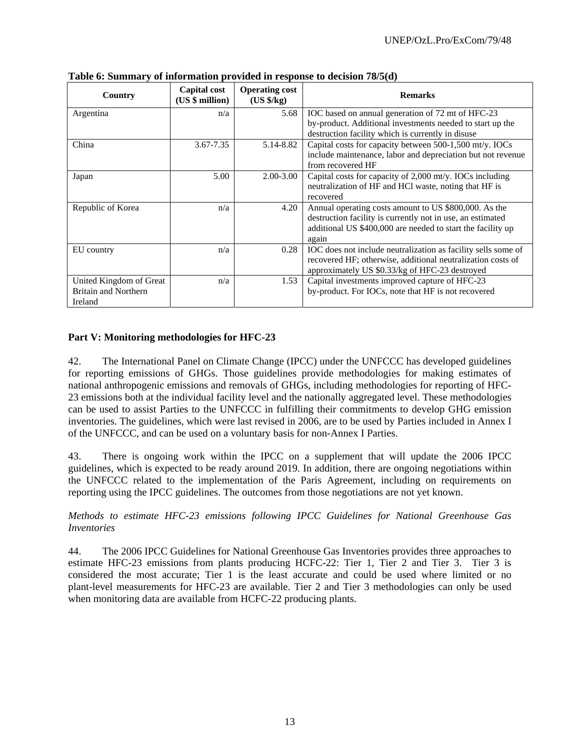**Table 6: Summary of information provided in response to decision 78/5(d)**

| Country | Capital cost (US $ million) | Operating cost (US $/kg) | Remarks |
|---|---|---|---|
| Argentina | n/a | 5.68 | IOC based on annual generation of 72 mt of HFC-23 by-product. Additional investments needed to start up the destruction facility which is currently in disuse |
| China | 3.67-7.35 | 5.14-8.82 | Capital costs for capacity between 500-1,500 mt/y. IOCs include maintenance, labor and depreciation but not revenue from recovered HF |
| Japan | 5.00 | 2.00-3.00 | Capital costs for capacity of 2,000 mt/y. IOCs including neutralization of HF and HCl waste, noting that HF is recovered |
| Republic of Korea | n/a | 4.20 | Annual operating costs amount to US $800,000. As the destruction facility is currently not in use, an estimated additional US $400,000 are needed to start the facility up again |
| EU country | n/a | 0.28 | IOC does not include neutralization as facility sells some of recovered HF; otherwise, additional neutralization costs of approximately US $0.33/kg of HFC-23 destroyed |
| United Kingdom of Great Britain and Northern Ireland | n/a | 1.53 | Capital investments improved capture of HFC-23 by-product. For IOCs, note that HF is not recovered |

**Part V: Monitoring methodologies for HFC-23**

42. The International Panel on Climate Change (IPCC) under the UNFCCC has developed guidelines for reporting emissions of GHGs. Those guidelines provide methodologies for making estimates of national anthropogenic emissions and removals of GHGs, including methodologies for reporting of HFC-23 emissions both at the individual facility level and the nationally aggregated level. These methodologies can be used to assist Parties to the UNFCCC in fulfilling their commitments to develop GHG emission inventories. The guidelines, which were last revised in 2006, are to be used by Parties included in Annex I of the UNFCCC, and can be used on a voluntary basis for non-Annex I Parties.

43. There is ongoing work within the IPCC on a supplement that will update the 2006 IPCC guidelines, which is expected to be ready around 2019. In addition, there are ongoing negotiations within the UNFCCC related to the implementation of the Paris Agreement, including on requirements on reporting using the IPCC guidelines. The outcomes from those negotiations are not yet known.

*Methods to estimate HFC-23 emissions following IPCC Guidelines for National Greenhouse Gas Inventories*

44. The 2006 IPCC Guidelines for National Greenhouse Gas Inventories provides three approaches to estimate HFC-23 emissions from plants producing HCFC-22: Tier 1, Tier 2 and Tier 3. Tier 3 is considered the most accurate; Tier 1 is the least accurate and could be used where limited or no plant-level measurements for HFC-23 are available. Tier 2 and Tier 3 methodologies can only be used when monitoring data are available from HCFC-22 producing plants.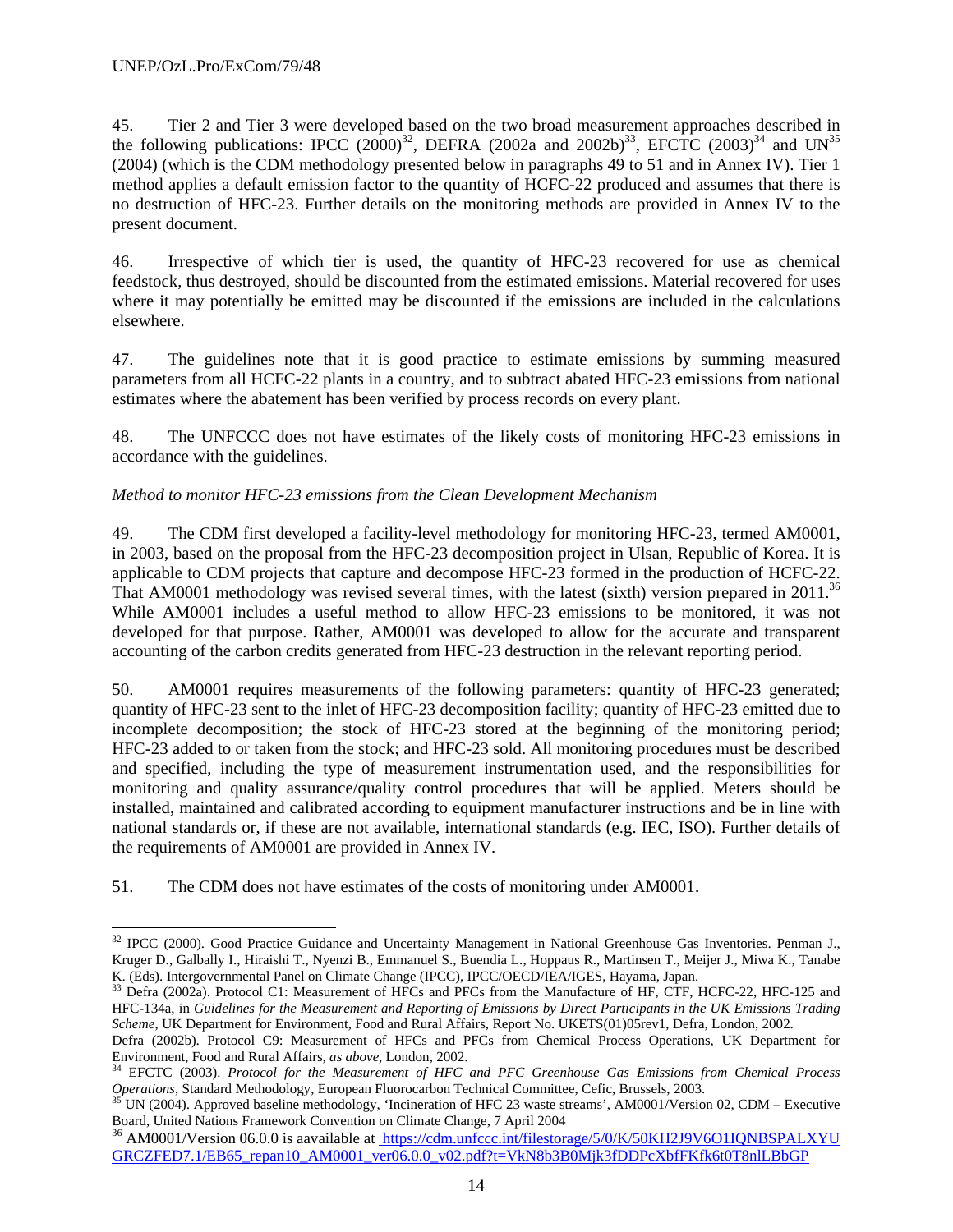45. Tier 2 and Tier 3 were developed based on the two broad measurement approaches described in the following publications: IPCC (2000)[32], DEFRA (2002a and 2002b)[33], EFCTC (2003)[34] and UN[35] (2004) (which is the CDM methodology presented below in paragraphs 49 to 51 and in Annex IV). Tier 1 method applies a default emission factor to the quantity of HCFC-22 produced and assumes that there is no destruction of HFC-23. Further details on the monitoring methods are provided in Annex IV to the present document.

46. Irrespective of which tier is used, the quantity of HFC-23 recovered for use as chemical feedstock, thus destroyed, should be discounted from the estimated emissions. Material recovered for uses where it may potentially be emitted may be discounted if the emissions are included in the calculations elsewhere.

47. The guidelines note that it is good practice to estimate emissions by summing measured parameters from all HCFC-22 plants in a country, and to subtract abated HFC-23 emissions from national estimates where the abatement has been verified by process records on every plant.

48. The UNFCCC does not have estimates of the likely costs of monitoring HFC-23 emissions in accordance with the guidelines.

*Method to monitor HFC-23 emissions from the Clean Development Mechanism*

49. The CDM first developed a facility-level methodology for monitoring HFC-23, termed AM0001, in 2003, based on the proposal from the HFC-23 decomposition project in Ulsan, Republic of Korea. It is applicable to CDM projects that capture and decompose HFC-23 formed in the production of HCFC-22. That AM0001 methodology was revised several times, with the latest (sixth) version prepared in 2011.[36] While AM0001 includes a useful method to allow HFC-23 emissions to be monitored, it was not developed for that purpose. Rather, AM0001 was developed to allow for the accurate and transparent accounting of the carbon credits generated from HFC-23 destruction in the relevant reporting period.

50. AM0001 requires measurements of the following parameters: quantity of HFC-23 generated; quantity of HFC-23 sent to the inlet of HFC-23 decomposition facility; quantity of HFC-23 emitted due to incomplete decomposition; the stock of HFC-23 stored at the beginning of the monitoring period; HFC-23 added to or taken from the stock; and HFC-23 sold. All monitoring procedures must be described and specified, including the type of measurement instrumentation used, and the responsibilities for monitoring and quality assurance/quality control procedures that will be applied. Meters should be installed, maintained and calibrated according to equipment manufacturer instructions and be in line with national standards or, if these are not available, international standards (e.g. IEC, ISO). Further details of the requirements of AM0001 are provided in Annex IV.

51. The CDM does not have estimates of the costs of monitoring under AM0001.

---

[32] IPCC (2000). Good Practice Guidance and Uncertainty Management in National Greenhouse Gas Inventories. Penman J., Kruger D., Galbally I., Hiraishi T., Nyenzi B., Emmanuel S., Buendia L., Hoppaus R., Martinsen T., Meijer J., Miwa K., Tanabe K. (Eds). Intergovernmental Panel on Climate Change (IPCC), IPCC/OECD/IEA/IGES, Hayama, Japan.

[33] Defra (2002a). Protocol C1: Measurement of HFCs and PFCs from the Manufacture of HF, CTF, HCFC-22, HFC-125 and HFC-134a, in *Guidelines for the Measurement and Reporting of Emissions by Direct Participants in the UK Emissions Trading Scheme*, UK Department for Environment, Food and Rural Affairs, Report No. UKETS(01)05rev1, Defra, London, 2002.
Defra (2002b). Protocol C9: Measurement of HFCs and PFCs from Chemical Process Operations, UK Department for Environment, Food and Rural Affairs, *as above*, London, 2002.

[34] EFCTC (2003). *Protocol for the Measurement of HFC and PFC Greenhouse Gas Emissions from Chemical Process Operations*, Standard Methodology, European Fluorocarbon Technical Committee, Cefic, Brussels, 2003.

[35] UN (2004). Approved baseline methodology, 'Incineration of HFC 23 waste streams', AM0001/Version 02, CDM – Executive Board, United Nations Framework Convention on Climate Change, 7 April 2004

[36] AM0001/Version 06.0.0 is aavailable at https://cdm.unfccc.int/filestorage/5/0/K/50KH2J9V6O1IQNBSPALXYUGRCZFED7.1/EB65_repan10_AM0001_ver06.0.0_v02.pdf?t=VkN8b3B0Mjk3fDDPcXbfFKfk6t0T8nlLBbGP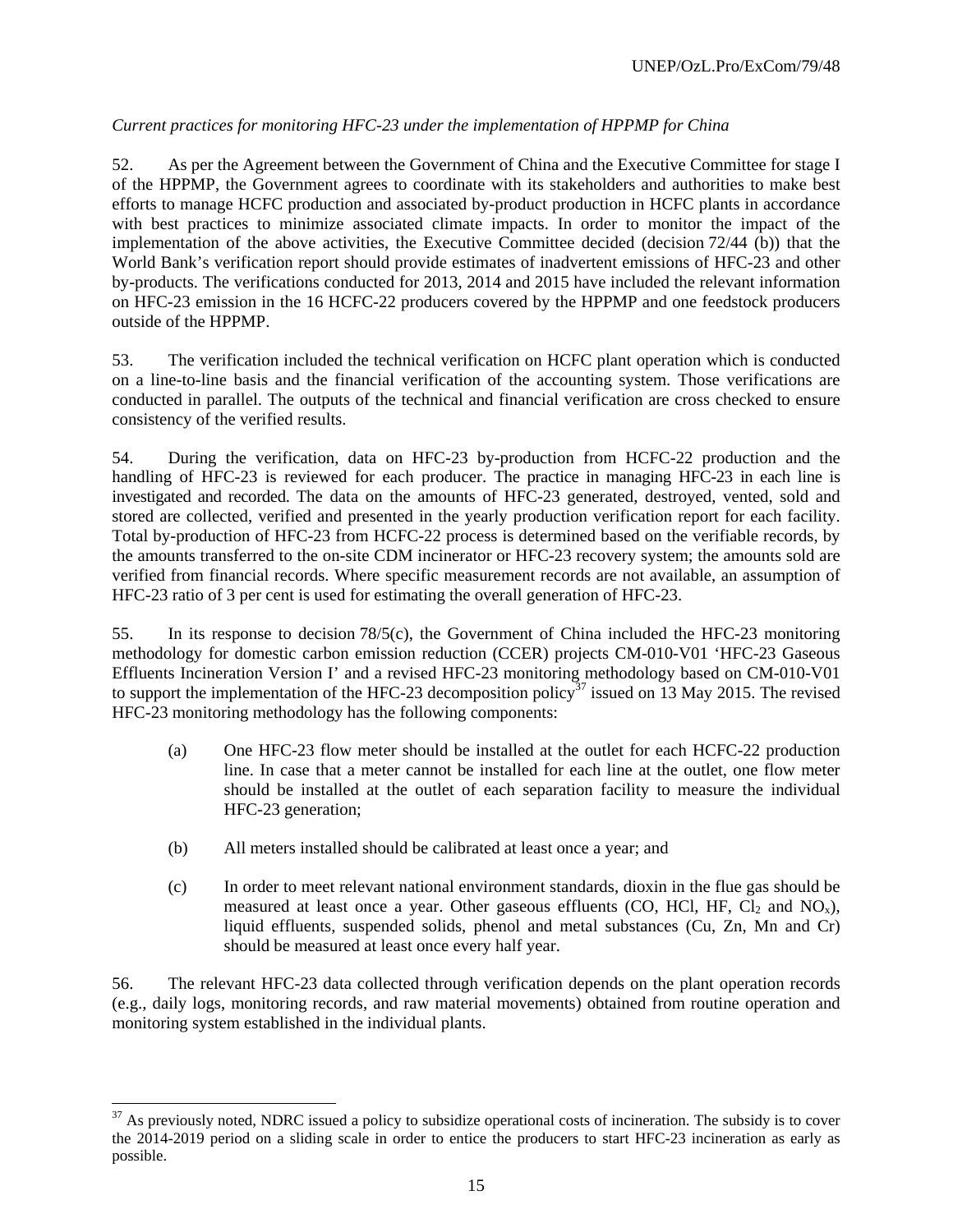*Current practices for monitoring HFC-23 under the implementation of HPPMP for China*

52. As per the Agreement between the Government of China and the Executive Committee for stage I of the HPPMP, the Government agrees to coordinate with its stakeholders and authorities to make best efforts to manage HCFC production and associated by-product production in HCFC plants in accordance with best practices to minimize associated climate impacts. In order to monitor the impact of the implementation of the above activities, the Executive Committee decided (decision 72/44 (b)) that the World Bank's verification report should provide estimates of inadvertent emissions of HFC-23 and other by-products. The verifications conducted for 2013, 2014 and 2015 have included the relevant information on HFC-23 emission in the 16 HCFC-22 producers covered by the HPPMP and one feedstock producers outside of the HPPMP.

53. The verification included the technical verification on HCFC plant operation which is conducted on a line-to-line basis and the financial verification of the accounting system. Those verifications are conducted in parallel. The outputs of the technical and financial verification are cross checked to ensure consistency of the verified results.

54. During the verification, data on HFC-23 by-production from HCFC-22 production and the handling of HFC-23 is reviewed for each producer. The practice in managing HFC-23 in each line is investigated and recorded. The data on the amounts of HFC-23 generated, destroyed, vented, sold and stored are collected, verified and presented in the yearly production verification report for each facility. Total by-production of HFC-23 from HCFC-22 process is determined based on the verifiable records, by the amounts transferred to the on-site CDM incinerator or HFC-23 recovery system; the amounts sold are verified from financial records. Where specific measurement records are not available, an assumption of HFC-23 ratio of 3 per cent is used for estimating the overall generation of HFC-23.

55. In its response to decision 78/5(c), the Government of China included the HFC-23 monitoring methodology for domestic carbon emission reduction (CCER) projects CM-010-V01 'HFC-23 Gaseous Effluents Incineration Version I' and a revised HFC-23 monitoring methodology based on CM-010-V01 to support the implementation of the HFC-23 decomposition policy[37] issued on 13 May 2015. The revised HFC-23 monitoring methodology has the following components:

(a) One HFC-23 flow meter should be installed at the outlet for each HCFC-22 production line. In case that a meter cannot be installed for each line at the outlet, one flow meter should be installed at the outlet of each separation facility to measure the individual HFC-23 generation;

(b) All meters installed should be calibrated at least once a year; and

(c) In order to meet relevant national environment standards, dioxin in the flue gas should be measured at least once a year. Other gaseous effluents (CO, HCl, HF, $Cl_2$ and $NO_x$), liquid effluents, suspended solids, phenol and metal substances (Cu, Zn, Mn and Cr) should be measured at least once every half year.

56. The relevant HFC-23 data collected through verification depends on the plant operation records (e.g., daily logs, monitoring records, and raw material movements) obtained from routine operation and monitoring system established in the individual plants.

---

[37] As previously noted, NDRC issued a policy to subsidize operational costs of incineration. The subsidy is to cover the 2014-2019 period on a sliding scale in order to entice the producers to start HFC-23 incineration as early as possible.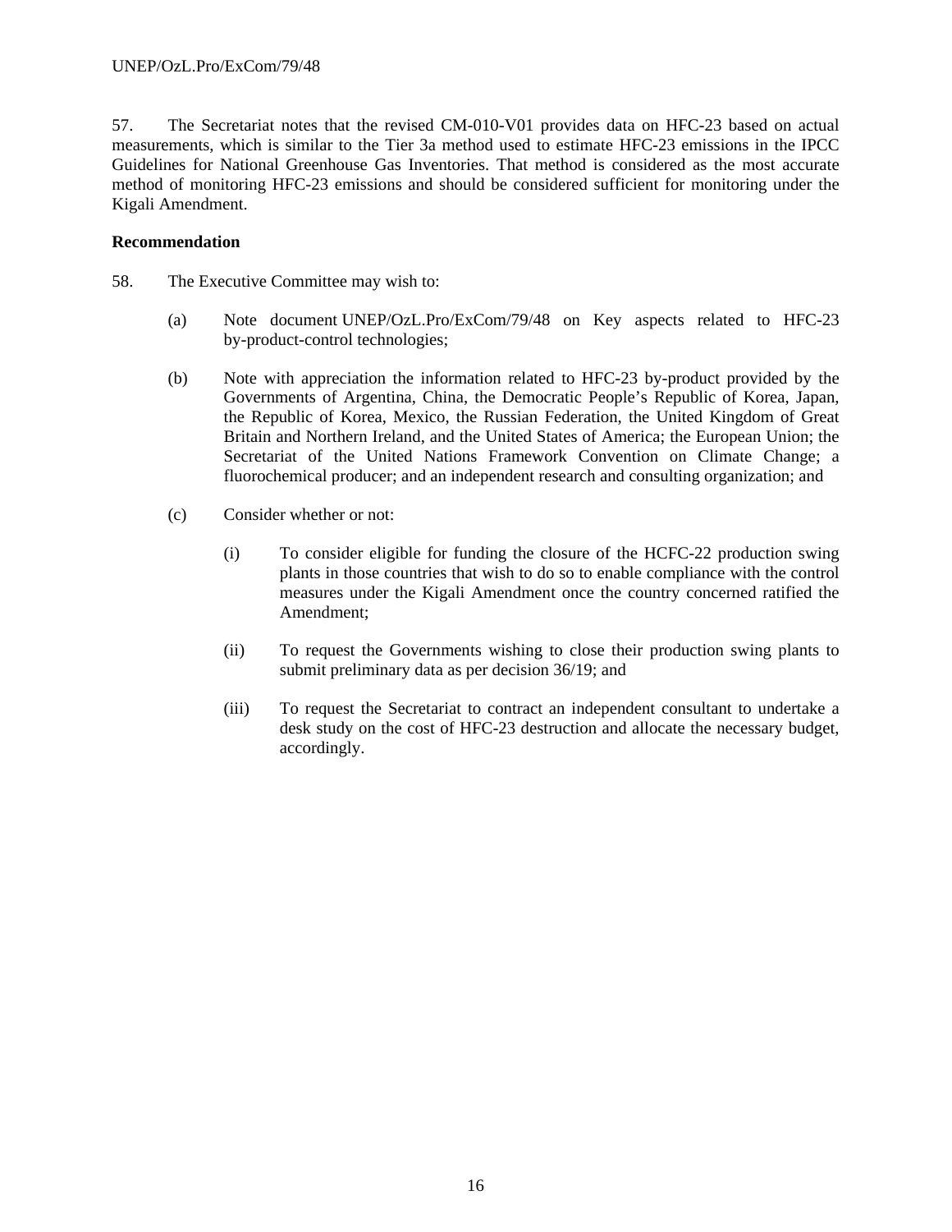57. The Secretariat notes that the revised CM-010-V01 provides data on HFC-23 based on actual measurements, which is similar to the Tier 3a method used to estimate HFC-23 emissions in the IPCC Guidelines for National Greenhouse Gas Inventories. That method is considered as the most accurate method of monitoring HFC-23 emissions and should be considered sufficient for monitoring under the Kigali Amendment.

**Recommendation**

58. The Executive Committee may wish to:

(a) Note document UNEP/OzL.Pro/ExCom/79/48 on Key aspects related to HFC-23 by-product-control technologies;

(b) Note with appreciation the information related to HFC-23 by-product provided by the Governments of Argentina, China, the Democratic People's Republic of Korea, Japan, the Republic of Korea, Mexico, the Russian Federation, the United Kingdom of Great Britain and Northern Ireland, and the United States of America; the European Union; the Secretariat of the United Nations Framework Convention on Climate Change; a fluorochemical producer; and an independent research and consulting organization; and

(c) Consider whether or not:

(i) To consider eligible for funding the closure of the HCFC-22 production swing plants in those countries that wish to do so to enable compliance with the control measures under the Kigali Amendment once the country concerned ratified the Amendment;

(ii) To request the Governments wishing to close their production swing plants to submit preliminary data as per decision 36/19; and

(iii) To request the Secretariat to contract an independent consultant to undertake a desk study on the cost of HFC-23 destruction and allocate the necessary budget, accordingly.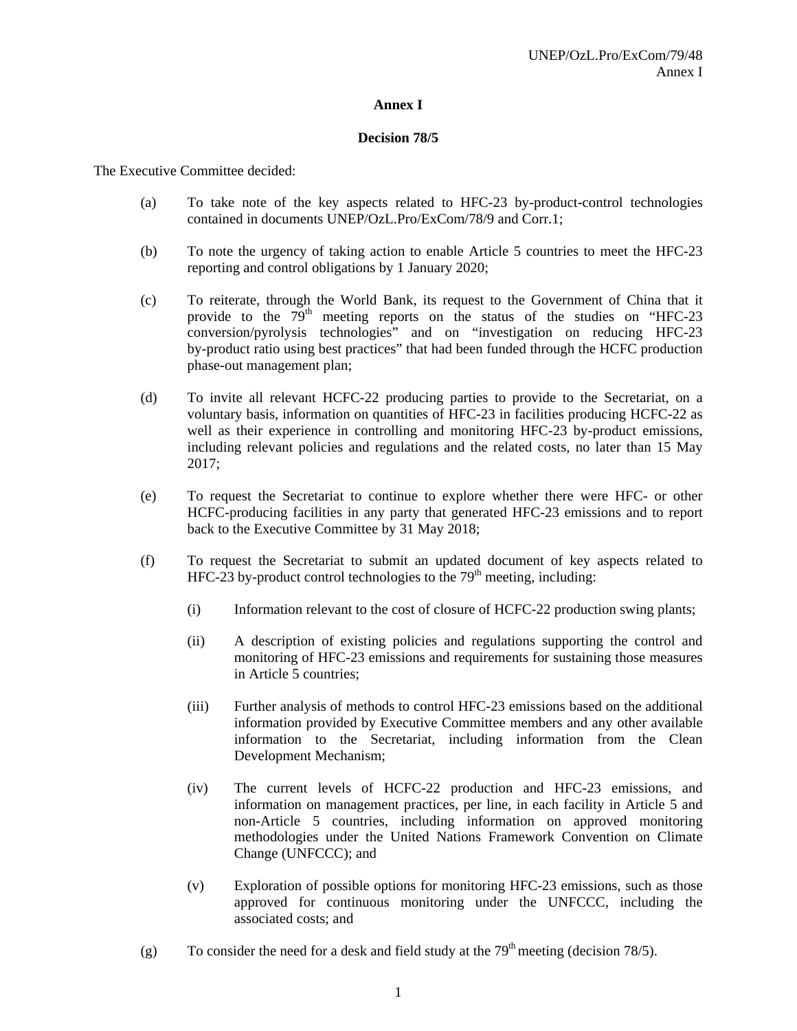# Annex I

## Decision 78/5

The Executive Committee decided:

(a) To take note of the key aspects related to HFC-23 by-product-control technologies contained in documents UNEP/OzL.Pro/ExCom/78/9 and Corr.1;

(b) To note the urgency of taking action to enable Article 5 countries to meet the HFC-23 reporting and control obligations by 1 January 2020;

(c) To reiterate, through the World Bank, its request to the Government of China that it provide to the 79th meeting reports on the status of the studies on "HFC-23 conversion/pyrolysis technologies" and on "investigation on reducing HFC-23 by-product ratio using best practices" that had been funded through the HCFC production phase-out management plan;

(d) To invite all relevant HCFC-22 producing parties to provide to the Secretariat, on a voluntary basis, information on quantities of HFC-23 in facilities producing HCFC-22 as well as their experience in controlling and monitoring HFC-23 by-product emissions, including relevant policies and regulations and the related costs, no later than 15 May 2017;

(e) To request the Secretariat to continue to explore whether there were HFC- or other HCFC-producing facilities in any party that generated HFC-23 emissions and to report back to the Executive Committee by 31 May 2018;

(f) To request the Secretariat to submit an updated document of key aspects related to HFC-23 by-product control technologies to the 79th meeting, including:

   (i) Information relevant to the cost of closure of HCFC-22 production swing plants;

   (ii) A description of existing policies and regulations supporting the control and monitoring of HFC-23 emissions and requirements for sustaining those measures in Article 5 countries;

   (iii) Further analysis of methods to control HFC-23 emissions based on the additional information provided by Executive Committee members and any other available information to the Secretariat, including information from the Clean Development Mechanism;

   (iv) The current levels of HCFC-22 production and HFC-23 emissions, and information on management practices, per line, in each facility in Article 5 and non-Article 5 countries, including information on approved monitoring methodologies under the United Nations Framework Convention on Climate Change (UNFCCC); and

   (v) Exploration of possible options for monitoring HFC-23 emissions, such as those approved for continuous monitoring under the UNFCCC, including the associated costs; and

(g) To consider the need for a desk and field study at the 79th meeting (decision 78/5).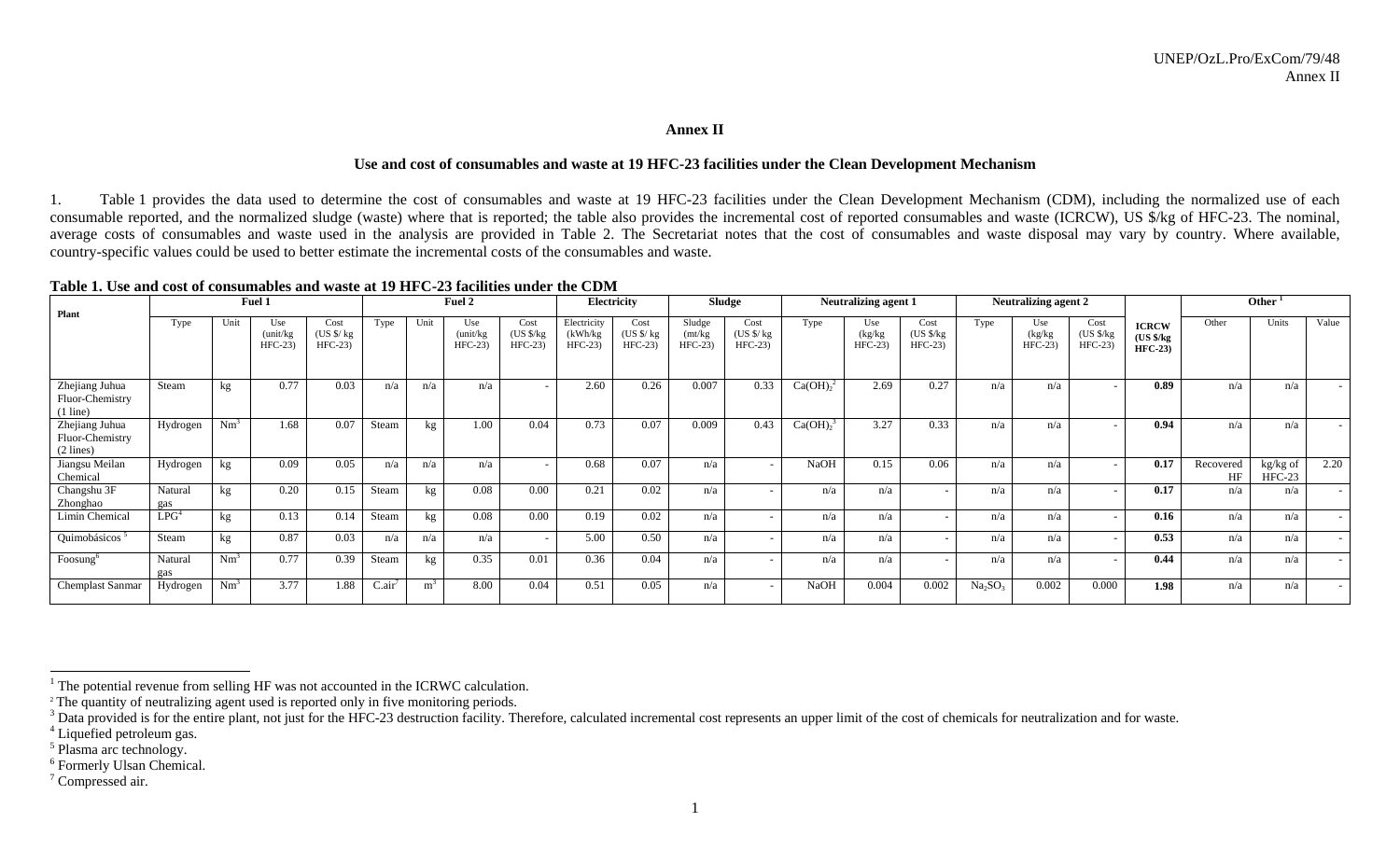# Annex II

## Use and cost of consumables and waste at 19 HFC-23 facilities under the Clean Development Mechanism

1. Table 1 provides the data used to determine the cost of consumables and waste at 19 HFC-23 facilities under the Clean Development Mechanism (CDM), including the normalized use of each consumable reported, and the normalized sludge (waste) where that is reported; the table also provides the incremental cost of reported consumables and waste (ICRCW), US $/kg of HFC-23. The nominal, average costs of consumables and waste used in the analysis are provided in Table 2. The Secretariat notes that the cost of consumables and waste disposal may vary by country. Where available, country-specific values could be used to better estimate the incremental costs of the consumables and waste.

**Table 1. Use and cost of consumables and waste at 19 HFC-23 facilities under the CDM**

| Plant | Fuel 1 | | | | Fuel 2 | | | | Electricity | | Sludge | | Neutralizing agent 1 | | | Neutralizing agent 2 | | | ICRCW (US $/kg HFC-23) | Other [1] | | |
|---|---|---|---|---|---|---|---|---|---|---|---|---|---|---|---|---|---|---|---|---|---|---|
| | Type | Unit | Use (unit/kg HFC-23) | Cost (US $/ kg HFC-23) | Type | Unit | Use (unit/kg HFC-23) | Cost (US $/kg HFC-23) | Electricity (kWh/kg HFC-23) | Cost (US $/ kg HFC-23) | Sludge (mt/kg HFC-23) | Cost (US $/ kg HFC-23) | Type | Use (kg/kg HFC-23) | Cost (US $/kg HFC-23) | Type | Use (kg/kg HFC-23) | Cost (US $/kg HFC-23) | | Other | Units | Value |
| Zhejiang Juhua Fluor-Chemistry (1 line) | Steam | kg | 0.77 | 0.03 | n/a | n/a | n/a | - | 2.60 | 0.26 | 0.007 | 0.33 | $Ca(OH)_2$[2] | 2.69 | 0.27 | n/a | n/a | - | **0.89** | n/a | n/a | - |
| Zhejiang Juhua Fluor-Chemistry (2 lines) | Hydrogen | Nm[3] | 1.68 | 0.07 | Steam | kg | 1.00 | 0.04 | 0.73 | 0.07 | 0.009 | 0.43 | $Ca(OH)_2$[3] | 3.27 | 0.33 | n/a | n/a | - | **0.94** | n/a | n/a | - |
| Jiangsu Meilan Chemical | Hydrogen | kg | 0.09 | 0.05 | n/a | n/a | n/a | - | 0.68 | 0.07 | n/a | - | NaOH | 0.15 | 0.06 | n/a | n/a | - | **0.17** | Recovered HF | kg/kg of HFC-23 | 2.20 |
| Changshu 3F Zhonghao | Natural gas | kg | 0.20 | 0.15 | Steam | kg | 0.08 | 0.00 | 0.21 | 0.02 | n/a | - | n/a | n/a | - | n/a | n/a | - | **0.17** | n/a | n/a | - |
| Limin Chemical | LPG[4] | kg | 0.13 | 0.14 | Steam | kg | 0.08 | 0.00 | 0.19 | 0.02 | n/a | - | n/a | n/a | - | n/a | n/a | - | **0.16** | n/a | n/a | - |
| Quimobásicos [5] | Steam | kg | 0.87 | 0.03 | n/a | n/a | n/a | - | 5.00 | 0.50 | n/a | - | n/a | n/a | - | n/a | n/a | - | **0.53** | n/a | n/a | - |
| Foosung[6] | Natural gas | Nm[3] | 0.77 | 0.39 | Steam | kg | 0.35 | 0.01 | 0.36 | 0.04 | n/a | - | n/a | n/a | - | n/a | n/a | - | **0.44** | n/a | n/a | - |
| Chemplast Sanmar | Hydrogen | Nm[3] | 3.77 | 1.88 | C.air[7] | m[3] | 8.00 | 0.04 | 0.51 | 0.05 | n/a | - | NaOH | 0.004 | 0.002 | $Na_2SO_3$ | 0.002 | 0.000 | **1.98** | n/a | n/a | - |

[1] The potential revenue from selling HF was not accounted in the ICRWC calculation.
[2] The quantity of neutralizing agent used is reported only in five monitoring periods.
[3] Data provided is for the entire plant, not just for the HFC-23 destruction facility. Therefore, calculated incremental cost represents an upper limit of the cost of chemicals for neutralization and for waste.
[4] Liquefied petroleum gas.
[5] Plasma arc technology.
[6] Formerly Ulsan Chemical.
[7] Compressed air.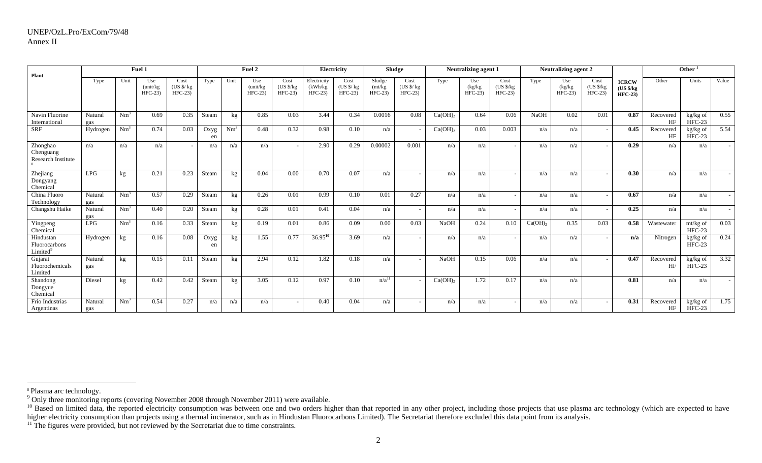| Plant | Fuel 1 | | | | Fuel 2 | | | | Electricity | | Sludge | | Neutralizing agent 1 | | | Neutralizing agent 2 | | | ICRCW (US $/kg HFC-23) | Other [1] | | |
|---|---|---|---|---|---|---|---|---|---|---|---|---|---|---|---|---|---|---|---|---|---|---|
| | Type | Unit | Use (unit/kg HFC-23) | Cost (US $/ kg HFC-23) | Type | Unit | Use (unit/kg HFC-23) | Cost (US $/kg HFC-23) | Electricity (kWh/kg HFC-23) | Cost (US $/ kg HFC-23) | Sludge (mt/kg HFC-23) | Cost (US $/ kg HFC-23) | Type | Use (kg/kg HFC-23) | Cost (US $/kg HFC-23) | Type | Use (kg/kg HFC-23) | Cost (US $/kg HFC-23) | | Other | Units | Value |
| Navin Fluorine International | Natural gas | $Nm^3$ | 0.69 | 0.35 | Steam | kg | 0.85 | 0.03 | 3.44 | 0.34 | 0.0016 | 0.08 | $Ca(OH)_2$ | 0.64 | 0.06 | NaOH | 0.02 | 0.01 | **0.87** | Recovered HF | kg/kg of HFC-23 | 0.55 |
| SRF | Hydrogen | $Nm^3$ | 0.74 | 0.03 | Oxygen | $Nm^3$ | 0.48 | 0.32 | 0.98 | 0.10 | n/a | - | $Ca(OH)_2$ | 0.03 | 0.003 | n/a | n/a | - | **0.45** | Recovered HF | kg/kg of HFC-23 | 5.54 |
| Zhonghao Chenguang Research Institute [8] | n/a | n/a | n/a | - | n/a | n/a | n/a | - | 2.90 | 0.29 | 0.00002 | 0.001 | n/a | n/a | - | n/a | n/a | - | **0.29** | n/a | n/a | - |
| Zhejiang Dongyang Chemical | LPG | kg | 0.21 | 0.23 | Steam | kg | 0.04 | 0.00 | 0.70 | 0.07 | n/a | - | n/a | n/a | - | n/a | n/a | - | **0.30** | n/a | n/a | - |
| China Fluoro Technology | Natural gas | $Nm^3$ | 0.57 | 0.29 | Steam | kg | 0.26 | 0.01 | 0.99 | 0.10 | 0.01 | 0.27 | n/a | n/a | - | n/a | n/a | - | **0.67** | n/a | n/a | - |
| Changshu Haike | Natural gas | $Nm^3$ | 0.40 | 0.20 | Steam | kg | 0.28 | 0.01 | 0.41 | 0.04 | n/a | - | n/a | n/a | - | n/a | n/a | - | **0.25** | n/a | n/a | - |
| Yingpeng Chemical | LPG | $Nm^3$ | 0.16 | 0.33 | Steam | kg | 0.19 | 0.01 | 0.86 | 0.09 | 0.00 | 0.03 | NaOH | 0.24 | 0.10 | $Ca(OH)_2$ | 0.35 | 0.03 | **0.58** | Wastewater | mt/kg of HFC-23 | 0.03 |
| Hindustan Fluorocarbons Limited [9] | Hydrogen | kg | 0.16 | 0.08 | Oxygen | kg | 1.55 | 0.77 | 36.95[10] | 3.69 | n/a | - | n/a | n/a | - | n/a | n/a | - | **n/a** | Nitrogen | kg/kg of HFC-23 | 0.24 |
| Gujarat Fluorochemicals Limited | Natural gas | kg | 0.15 | 0.11 | Steam | kg | 2.94 | 0.12 | 1.82 | 0.18 | n/a | - | NaOH | 0.15 | 0.06 | n/a | n/a | - | **0.47** | Recovered HF | kg/kg of HFC-23 | 3.32 |
| Shandong Dongyue Chemical | Diesel | kg | 0.42 | 0.42 | Steam | kg | 3.05 | 0.12 | 0.97 | 0.10 | n/a[11] | - | $Ca(OH)_2$ | 1.72 | 0.17 | n/a | n/a | | **0.81** | n/a | n/a | - |
| Frio Industrias Argentinas | Natural gas | $Nm^3$ | 0.54 | 0.27 | n/a | n/a | n/a | - | 0.40 | 0.04 | n/a | - | n/a | n/a | - | n/a | n/a | - | **0.31** | Recovered HF | kg/kg of HFC-23 | 1.75 |

[8] Plasma arc technology.

[9] Only three monitoring reports (covering November 2008 through November 2011) were available.

[10] Based on limited data, the reported electricity consumption was between one and two orders higher than that reported in any other project, including those projects that use plasma arc technology (which are expected to have higher electricity consumption than projects using a thermal incinerator, such as in Hindustan Fluorocarbons Limited). The Secretariat therefore excluded this data point from its analysis.

[11] The figures were provided, but not reviewed by the Secretariat due to time constraints.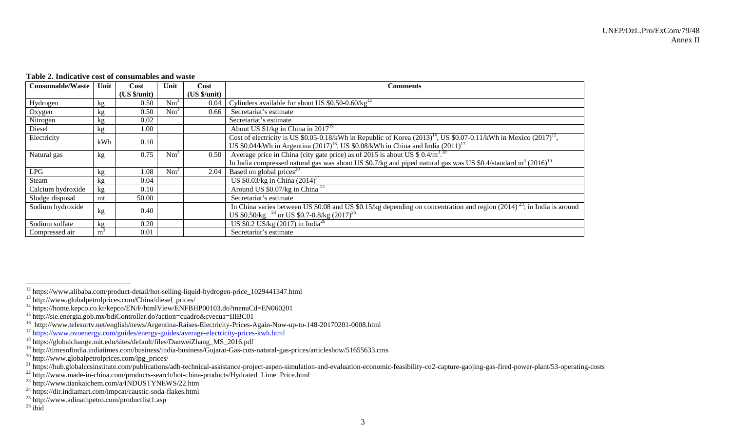**Table 2. Indicative cost of consumables and waste**

| Consumable/Waste | Unit | Cost (US $/unit) | Unit | Cost (US $/unit) | Comments |
|---|---|---|---|---|---|
| Hydrogen | kg | 0.50 | $Nm^3$ | 0.04 | Cylinders available for about US $0.50-0.60/kg[12] |
| Oxygen | kg | 0.50 | $Nm^3$ | 0.66 | Secretariat's estimate |
| Nitrogen | kg | 0.02 | | | Secretariat's estimate |
| Diesel | kg | 1.00 | | | About US $1/kg in China in 2017[13] |
| Electricity | kWh | 0.10 | | | Cost of electricity is US $0.05-0.18/kWh in Republic of Korea (2013)[14], US $0.07-0.11/kWh in Mexico (2017)[15], US $0.04/kWh in Argentina (2017)[16], US $0.08/kWh in China and India (2011)[17] |
| Natural gas | kg | 0.75 | $Nm^3$ | 0.50 | Average price in China (city gate price) as of 2015 is about US $ 0.4/$m^3$.[18] In India compressed natural gas was about US $0.7/kg and piped natural gas was US $0.4/standard $m^3$ (2016)[19] |
| LPG | kg | 1.08 | $Nm^3$ | 2.04 | Based on global prices[20] |
| Steam | kg | 0.04 | | | US $0.03/kg in China (2014)[21] |
| Calcium hydroxide | kg | 0.10 | | | Around US $0.07/kg in China [22] |
| Sludge disposal | mt | 50.00 | | | Secretariat's estimate |
| Sodium hydroxide | kg | 0.40 | | | In China varies between US $0.08 and US $0.15/kg depending on concentration and region (2014) [23]; in India is around US $0.50/kg [24] or US $0.7-0.8/kg (2017)[25] |
| Sodium sulfate | kg | 0.20 | | | US $0.2 US/kg (2017) in India[26] |
| Compressed air | $m^3$ | 0.01 | | | Secretariat's estimate |

---

[12] https://www.alibaba.com/product-detail/hot-selling-liquid-hydrogen-price_1029441347.html
[13] http://www.globalpetrolprices.com/China/diesel_prices/
[14] https://home.kepco.co.kr/kepco/EN/F/htmlView/ENFBHP00103.do?menuCd=EN060201
[15] http://sie.energia.gob.mx/bdiController.do?action=cuadro&cvecua=IIIBC01
[16] http://www.telesurtv.net/english/news/Argentina-Raises-Electricity-Prices-Again-Now-up-to-148-20170201-0008.html
[17] https://www.ovoenergy.com/guides/energy-guides/average-electricity-prices-kwh.html
[18] https://globalchange.mit.edu/sites/default/files/DanweiZhang_MS_2016.pdf
[19] http://timesofindia.indiatimes.com/business/india-business/Gujarat-Gas-cuts-natural-gas-prices/articleshow/51655633.cms
[20] http://www.globalpetrolprices.com/lpg_prices/
[21] https://hub.globalccsinstitute.com/publications/adb-technical-assistance-project-aspen-simulation-and-evaluation-economic-feasibility-co2-capture-gaojing-gas-fired-power-plant/53-operating-costs
[22] http://www.made-in-china.com/products-search/hot-china-products/Hydrated_Lime_Price.html
[23] http://www.tiankaichem.com/a/INDUSTYNEWS/22.htm
[24] https://dir.indiamart.com/impcat/caustic-soda-flakes.html
[25] http://www.adinathpetro.com/productlist1.asp
[26] ibid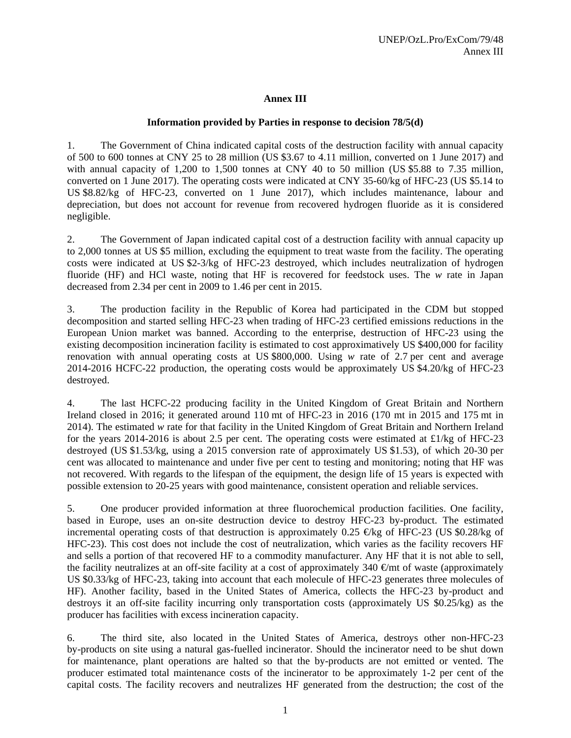# Annex III

## Information provided by Parties in response to decision 78/5(d)

1. The Government of China indicated capital costs of the destruction facility with annual capacity of 500 to 600 tonnes at CNY 25 to 28 million (US $3.67 to 4.11 million, converted on 1 June 2017) and with annual capacity of 1,200 to 1,500 tonnes at CNY 40 to 50 million (US $5.88 to 7.35 million, converted on 1 June 2017). The operating costs were indicated at CNY 35-60/kg of HFC-23 (US $5.14 to US $8.82/kg of HFC-23, converted on 1 June 2017), which includes maintenance, labour and depreciation, but does not account for revenue from recovered hydrogen fluoride as it is considered negligible.

2. The Government of Japan indicated capital cost of a destruction facility with annual capacity up to 2,000 tonnes at US $5 million, excluding the equipment to treat waste from the facility. The operating costs were indicated at US $2-3/kg of HFC-23 destroyed, which includes neutralization of hydrogen fluoride (HF) and HCl waste, noting that HF is recovered for feedstock uses. The *w* rate in Japan decreased from 2.34 per cent in 2009 to 1.46 per cent in 2015.

3. The production facility in the Republic of Korea had participated in the CDM but stopped decomposition and started selling HFC-23 when trading of HFC-23 certified emissions reductions in the European Union market was banned. According to the enterprise, destruction of HFC-23 using the existing decomposition incineration facility is estimated to cost approximatively US $400,000 for facility renovation with annual operating costs at US $800,000. Using *w* rate of 2.7 per cent and average 2014-2016 HCFC-22 production, the operating costs would be approximately US $4.20/kg of HFC-23 destroyed.

4. The last HCFC-22 producing facility in the United Kingdom of Great Britain and Northern Ireland closed in 2016; it generated around 110 mt of HFC-23 in 2016 (170 mt in 2015 and 175 mt in 2014). The estimated *w* rate for that facility in the United Kingdom of Great Britain and Northern Ireland for the years 2014-2016 is about 2.5 per cent. The operating costs were estimated at £1/kg of HFC-23 destroyed (US $1.53/kg, using a 2015 conversion rate of approximately US $1.53), of which 20-30 per cent was allocated to maintenance and under five per cent to testing and monitoring; noting that HF was not recovered. With regards to the lifespan of the equipment, the design life of 15 years is expected with possible extension to 20-25 years with good maintenance, consistent operation and reliable services.

5. One producer provided information at three fluorochemical production facilities. One facility, based in Europe, uses an on-site destruction device to destroy HFC-23 by-product. The estimated incremental operating costs of that destruction is approximately 0.25 €/kg of HFC-23 (US $0.28/kg of HFC-23). This cost does not include the cost of neutralization, which varies as the facility recovers HF and sells a portion of that recovered HF to a commodity manufacturer. Any HF that it is not able to sell, the facility neutralizes at an off-site facility at a cost of approximately 340 €/mt of waste (approximately US $0.33/kg of HFC-23, taking into account that each molecule of HFC-23 generates three molecules of HF). Another facility, based in the United States of America, collects the HFC-23 by-product and destroys it an off-site facility incurring only transportation costs (approximately US $0.25/kg) as the producer has facilities with excess incineration capacity.

6. The third site, also located in the United States of America, destroys other non-HFC-23 by-products on site using a natural gas-fuelled incinerator. Should the incinerator need to be shut down for maintenance, plant operations are halted so that the by-products are not emitted or vented. The producer estimated total maintenance costs of the incinerator to be approximately 1-2 per cent of the capital costs. The facility recovers and neutralizes HF generated from the destruction; the cost of the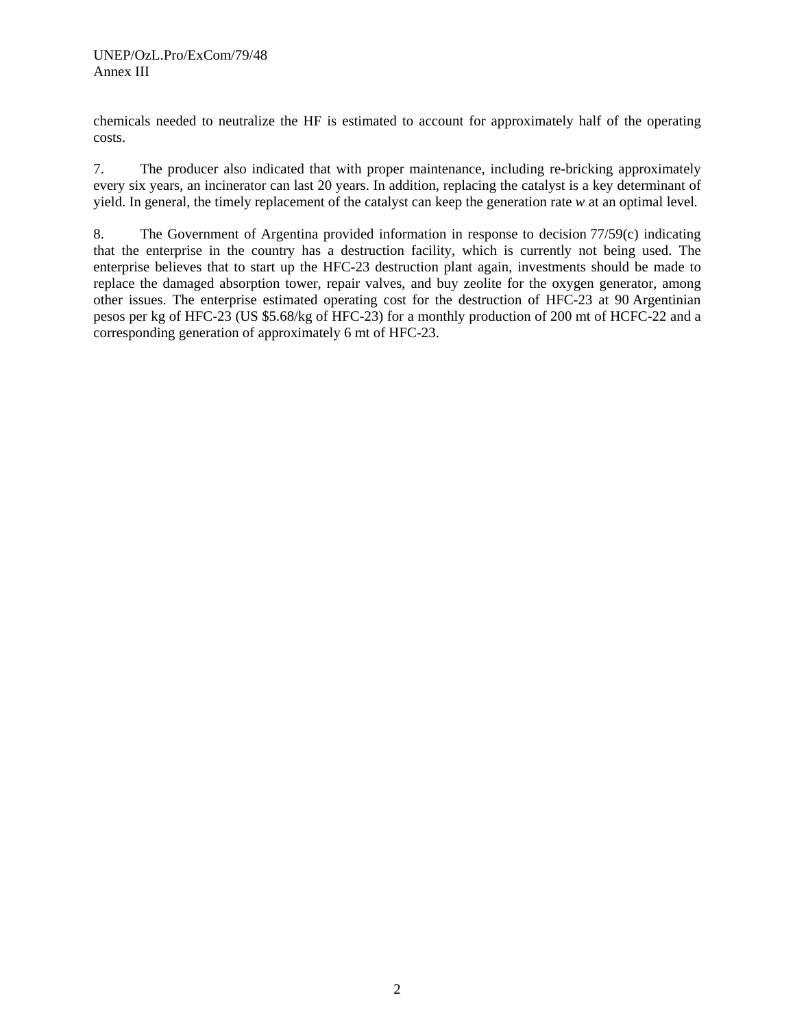chemicals needed to neutralize the HF is estimated to account for approximately half of the operating costs.

7. The producer also indicated that with proper maintenance, including re-bricking approximately every six years, an incinerator can last 20 years. In addition, replacing the catalyst is a key determinant of yield. In general, the timely replacement of the catalyst can keep the generation rate *w* at an optimal level.

8. The Government of Argentina provided information in response to decision 77/59(c) indicating that the enterprise in the country has a destruction facility, which is currently not being used. The enterprise believes that to start up the HFC-23 destruction plant again, investments should be made to replace the damaged absorption tower, repair valves, and buy zeolite for the oxygen generator, among other issues. The enterprise estimated operating cost for the destruction of HFC-23 at 90 Argentinian pesos per kg of HFC-23 (US $5.68/kg of HFC-23) for a monthly production of 200 mt of HCFC-22 and a corresponding generation of approximately 6 mt of HFC-23.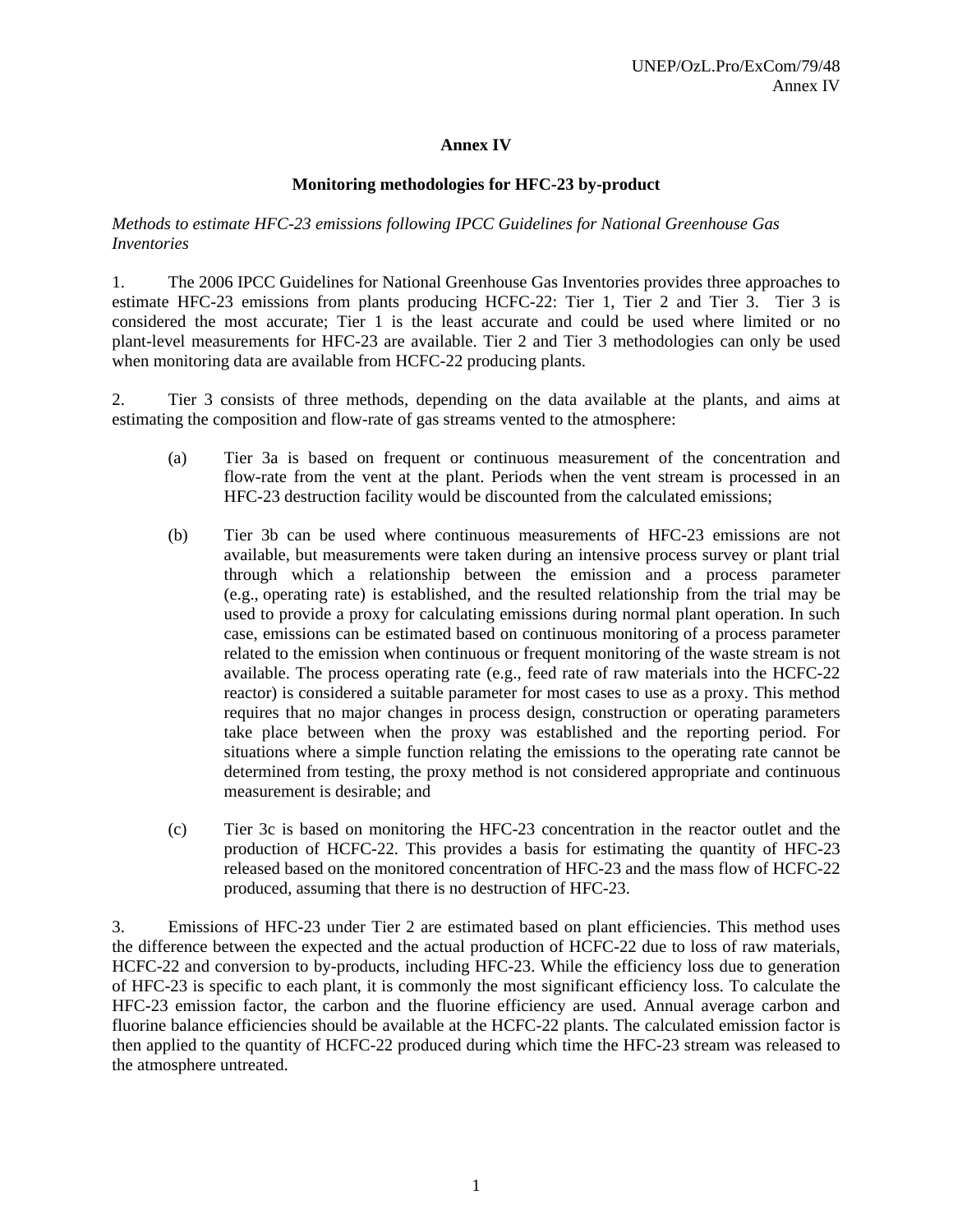# Annex IV

## Monitoring methodologies for HFC-23 by-product

*Methods to estimate HFC-23 emissions following IPCC Guidelines for National Greenhouse Gas Inventories*

1. The 2006 IPCC Guidelines for National Greenhouse Gas Inventories provides three approaches to estimate HFC-23 emissions from plants producing HCFC-22: Tier 1, Tier 2 and Tier 3. Tier 3 is considered the most accurate; Tier 1 is the least accurate and could be used where limited or no plant-level measurements for HFC-23 are available. Tier 2 and Tier 3 methodologies can only be used when monitoring data are available from HCFC-22 producing plants.

2. Tier 3 consists of three methods, depending on the data available at the plants, and aims at estimating the composition and flow-rate of gas streams vented to the atmosphere:

   (a) Tier 3a is based on frequent or continuous measurement of the concentration and flow-rate from the vent at the plant. Periods when the vent stream is processed in an HFC-23 destruction facility would be discounted from the calculated emissions;

   (b) Tier 3b can be used where continuous measurements of HFC-23 emissions are not available, but measurements were taken during an intensive process survey or plant trial through which a relationship between the emission and a process parameter (e.g., operating rate) is established, and the resulted relationship from the trial may be used to provide a proxy for calculating emissions during normal plant operation. In such case, emissions can be estimated based on continuous monitoring of a process parameter related to the emission when continuous or frequent monitoring of the waste stream is not available. The process operating rate (e.g., feed rate of raw materials into the HCFC-22 reactor) is considered a suitable parameter for most cases to use as a proxy. This method requires that no major changes in process design, construction or operating parameters take place between when the proxy was established and the reporting period. For situations where a simple function relating the emissions to the operating rate cannot be determined from testing, the proxy method is not considered appropriate and continuous measurement is desirable; and

   (c) Tier 3c is based on monitoring the HFC-23 concentration in the reactor outlet and the production of HCFC-22. This provides a basis for estimating the quantity of HFC-23 released based on the monitored concentration of HFC-23 and the mass flow of HCFC-22 produced, assuming that there is no destruction of HFC-23.

3. Emissions of HFC-23 under Tier 2 are estimated based on plant efficiencies. This method uses the difference between the expected and the actual production of HCFC-22 due to loss of raw materials, HCFC-22 and conversion to by-products, including HFC-23. While the efficiency loss due to generation of HFC-23 is specific to each plant, it is commonly the most significant efficiency loss. To calculate the HFC-23 emission factor, the carbon and the fluorine efficiency are used. Annual average carbon and fluorine balance efficiencies should be available at the HCFC-22 plants. The calculated emission factor is then applied to the quantity of HCFC-22 produced during which time the HFC-23 stream was released to the atmosphere untreated.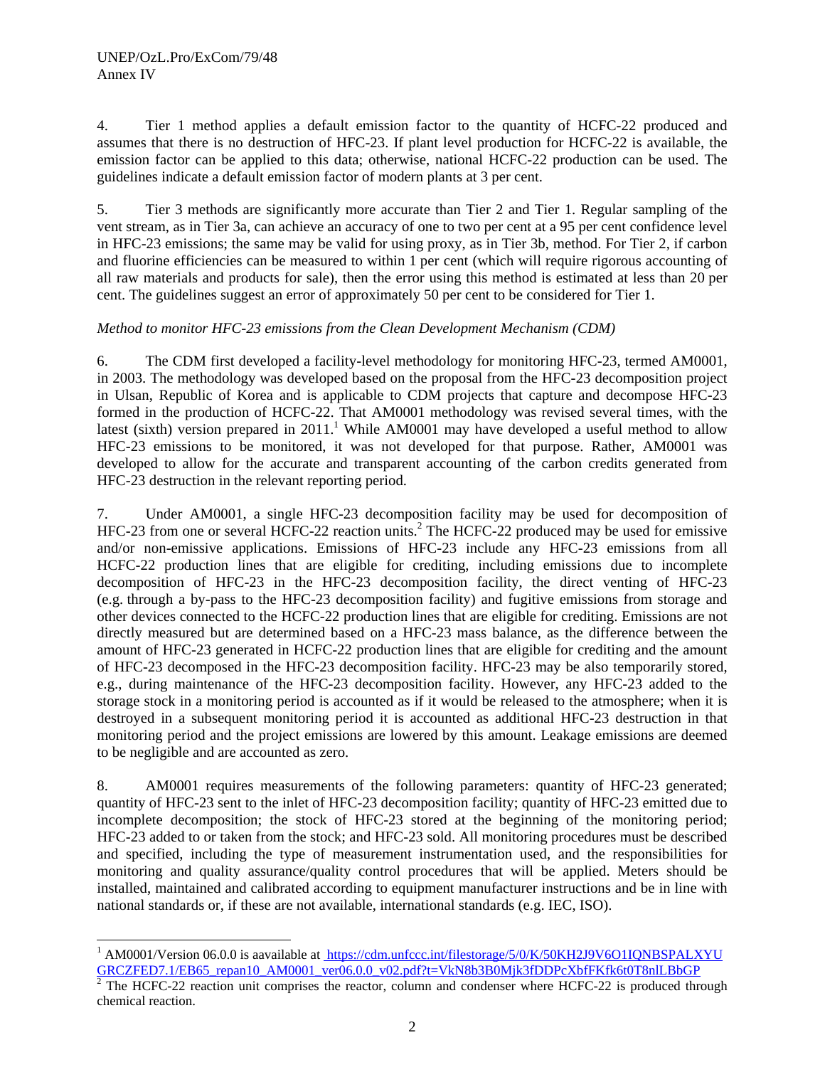4. Tier 1 method applies a default emission factor to the quantity of HCFC-22 produced and assumes that there is no destruction of HFC-23. If plant level production for HCFC-22 is available, the emission factor can be applied to this data; otherwise, national HCFC-22 production can be used. The guidelines indicate a default emission factor of modern plants at 3 per cent.

5. Tier 3 methods are significantly more accurate than Tier 2 and Tier 1. Regular sampling of the vent stream, as in Tier 3a, can achieve an accuracy of one to two per cent at a 95 per cent confidence level in HFC-23 emissions; the same may be valid for using proxy, as in Tier 3b, method. For Tier 2, if carbon and fluorine efficiencies can be measured to within 1 per cent (which will require rigorous accounting of all raw materials and products for sale), then the error using this method is estimated at less than 20 per cent. The guidelines suggest an error of approximately 50 per cent to be considered for Tier 1.

*Method to monitor HFC-23 emissions from the Clean Development Mechanism (CDM)*

6. The CDM first developed a facility-level methodology for monitoring HFC-23, termed AM0001, in 2003. The methodology was developed based on the proposal from the HFC-23 decomposition project in Ulsan, Republic of Korea and is applicable to CDM projects that capture and decompose HFC-23 formed in the production of HCFC-22. That AM0001 methodology was revised several times, with the latest (sixth) version prepared in 2011.[1] While AM0001 may have developed a useful method to allow HFC-23 emissions to be monitored, it was not developed for that purpose. Rather, AM0001 was developed to allow for the accurate and transparent accounting of the carbon credits generated from HFC-23 destruction in the relevant reporting period.

7. Under AM0001, a single HFC-23 decomposition facility may be used for decomposition of HFC-23 from one or several HCFC-22 reaction units.[2] The HCFC-22 produced may be used for emissive and/or non-emissive applications. Emissions of HFC-23 include any HFC-23 emissions from all HCFC-22 production lines that are eligible for crediting, including emissions due to incomplete decomposition of HFC-23 in the HFC-23 decomposition facility, the direct venting of HFC-23 (e.g. through a by-pass to the HFC-23 decomposition facility) and fugitive emissions from storage and other devices connected to the HCFC-22 production lines that are eligible for crediting. Emissions are not directly measured but are determined based on a HFC-23 mass balance, as the difference between the amount of HFC-23 generated in HCFC-22 production lines that are eligible for crediting and the amount of HFC-23 decomposed in the HFC-23 decomposition facility. HFC-23 may be also temporarily stored, e.g., during maintenance of the HFC-23 decomposition facility. However, any HFC-23 added to the storage stock in a monitoring period is accounted as if it would be released to the atmosphere; when it is destroyed in a subsequent monitoring period it is accounted as additional HFC-23 destruction in that monitoring period and the project emissions are lowered by this amount. Leakage emissions are deemed to be negligible and are accounted as zero.

8. AM0001 requires measurements of the following parameters: quantity of HFC-23 generated; quantity of HFC-23 sent to the inlet of HFC-23 decomposition facility; quantity of HFC-23 emitted due to incomplete decomposition; the stock of HFC-23 stored at the beginning of the monitoring period; HFC-23 added to or taken from the stock; and HFC-23 sold. All monitoring procedures must be described and specified, including the type of measurement instrumentation used, and the responsibilities for monitoring and quality assurance/quality control procedures that will be applied. Meters should be installed, maintained and calibrated according to equipment manufacturer instructions and be in line with national standards or, if these are not available, international standards (e.g. IEC, ISO).

---

[1] AM0001/Version 06.0.0 is aavailable at https://cdm.unfccc.int/filestorage/5/0/K/50KH2J9V6O1IQNBSPALXYUGRCZFED7.1/EB65_repan10_AM0001_ver06.0.0_v02.pdf?t=VkN8b3B0Mjk3fDDPcXbfFKfk6t0T8nlLBbGP

[2] The HCFC-22 reaction unit comprises the reactor, column and condenser where HCFC-22 is produced through chemical reaction.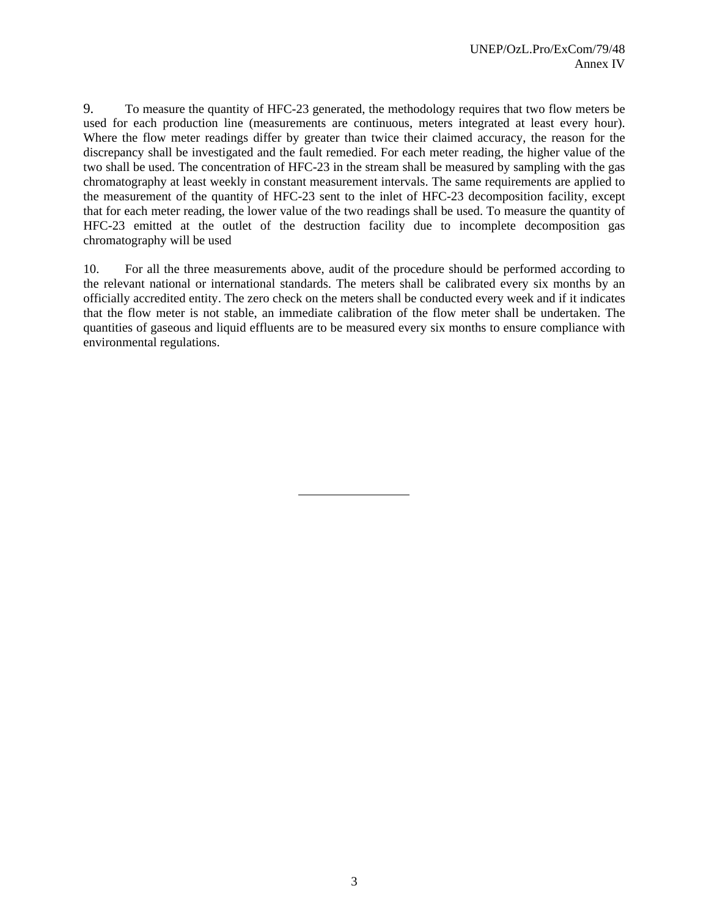9. To measure the quantity of HFC-23 generated, the methodology requires that two flow meters be used for each production line (measurements are continuous, meters integrated at least every hour). Where the flow meter readings differ by greater than twice their claimed accuracy, the reason for the discrepancy shall be investigated and the fault remedied. For each meter reading, the higher value of the two shall be used. The concentration of HFC-23 in the stream shall be measured by sampling with the gas chromatography at least weekly in constant measurement intervals. The same requirements are applied to the measurement of the quantity of HFC-23 sent to the inlet of HFC-23 decomposition facility, except that for each meter reading, the lower value of the two readings shall be used. To measure the quantity of HFC-23 emitted at the outlet of the destruction facility due to incomplete decomposition gas chromatography will be used

10. For all the three measurements above, audit of the procedure should be performed according to the relevant national or international standards. The meters shall be calibrated every six months by an officially accredited entity. The zero check on the meters shall be conducted every week and if it indicates that the flow meter is not stable, an immediate calibration of the flow meter shall be undertaken. The quantities of gaseous and liquid effluents are to be measured every six months to ensure compliance with environmental regulations.